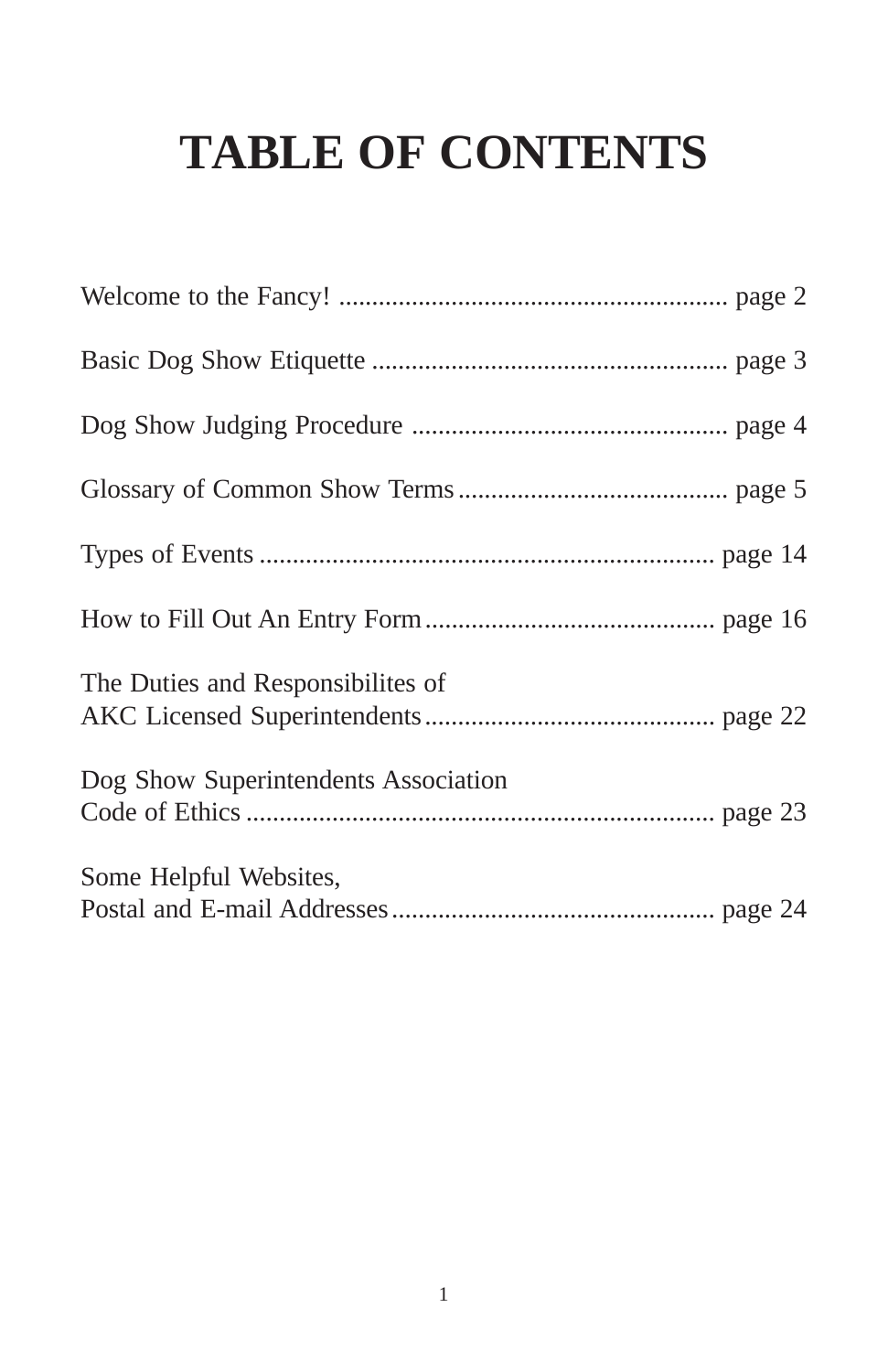# TABLE OF CONTENTS

Welcome to the Fancy! ........................................................ page 2

Basic Dog Show Etiquette ...................................................... page 3

Dog Show Judging Procedure ................................................ page 4

Glossary of Common Show Terms ......................................... page 5

Types of Events ..................................................................... page 14

How to Fill Out An Entry Form ............................................ page 16

The Duties and Responsibilites of
AKC Licensed Superintendents ............................................ page 22

Dog Show Superintendents Association
Code of Ethics ....................................................................... page 23

Some Helpful Websites,
Postal and E-mail Addresses ................................................. page 24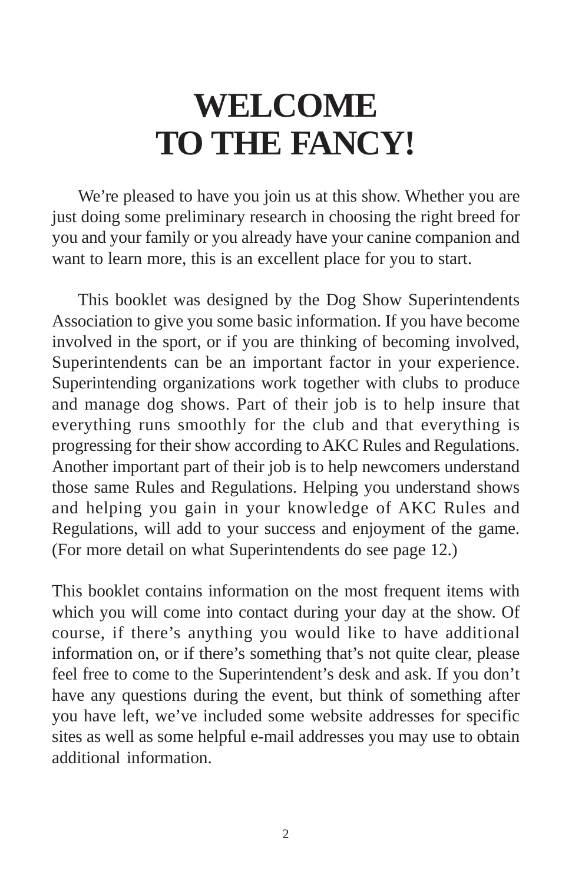# WELCOME TO THE FANCY!

We're pleased to have you join us at this show. Whether you are just doing some preliminary research in choosing the right breed for you and your family or you already have your canine companion and want to learn more, this is an excellent place for you to start.

This booklet was designed by the Dog Show Superintendents Association to give you some basic information. If you have become involved in the sport, or if you are thinking of becoming involved, Superintendents can be an important factor in your experience. Superintending organizations work together with clubs to produce and manage dog shows. Part of their job is to help insure that everything runs smoothly for the club and that everything is progressing for their show according to AKC Rules and Regulations. Another important part of their job is to help newcomers understand those same Rules and Regulations. Helping you understand shows and helping you gain in your knowledge of AKC Rules and Regulations, will add to your success and enjoyment of the game. (For more detail on what Superintendents do see page 12.)

This booklet contains information on the most frequent items with which you will come into contact during your day at the show. Of course, if there's anything you would like to have additional information on, or if there's something that's not quite clear, please feel free to come to the Superintendent's desk and ask. If you don't have any questions during the event, but think of something after you have left, we've included some website addresses for specific sites as well as some helpful e-mail addresses you may use to obtain additional information.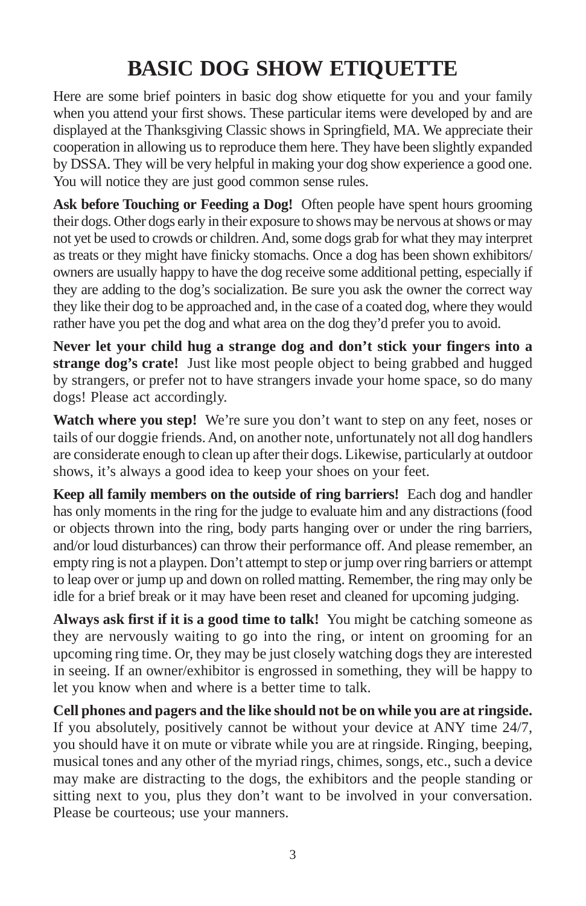# BASIC DOG SHOW ETIQUETTE

Here are some brief pointers in basic dog show etiquette for you and your family when you attend your first shows. These particular items were developed by and are displayed at the Thanksgiving Classic shows in Springfield, MA. We appreciate their cooperation in allowing us to reproduce them here. They have been slightly expanded by DSSA. They will be very helpful in making your dog show experience a good one. You will notice they are just good common sense rules.

**Ask before Touching or Feeding a Dog!** Often people have spent hours grooming their dogs. Other dogs early in their exposure to shows may be nervous at shows or may not yet be used to crowds or children. And, some dogs grab for what they may interpret as treats or they might have finicky stomachs. Once a dog has been shown exhibitors/owners are usually happy to have the dog receive some additional petting, especially if they are adding to the dog's socialization. Be sure you ask the owner the correct way they like their dog to be approached and, in the case of a coated dog, where they would rather have you pet the dog and what area on the dog they'd prefer you to avoid.

**Never let your child hug a strange dog and don't stick your fingers into a strange dog's crate!** Just like most people object to being grabbed and hugged by strangers, or prefer not to have strangers invade your home space, so do many dogs! Please act accordingly.

**Watch where you step!** We're sure you don't want to step on any feet, noses or tails of our doggie friends. And, on another note, unfortunately not all dog handlers are considerate enough to clean up after their dogs. Likewise, particularly at outdoor shows, it's always a good idea to keep your shoes on your feet.

**Keep all family members on the outside of ring barriers!** Each dog and handler has only moments in the ring for the judge to evaluate him and any distractions (food or objects thrown into the ring, body parts hanging over or under the ring barriers, and/or loud disturbances) can throw their performance off. And please remember, an empty ring is not a playpen. Don't attempt to step or jump over ring barriers or attempt to leap over or jump up and down on rolled matting. Remember, the ring may only be idle for a brief break or it may have been reset and cleaned for upcoming judging.

**Always ask first if it is a good time to talk!** You might be catching someone as they are nervously waiting to go into the ring, or intent on grooming for an upcoming ring time. Or, they may be just closely watching dogs they are interested in seeing. If an owner/exhibitor is engrossed in something, they will be happy to let you know when and where is a better time to talk.

**Cell phones and pagers and the like should not be on while you are at ringside.** If you absolutely, positively cannot be without your device at ANY time 24/7, you should have it on mute or vibrate while you are at ringside. Ringing, beeping, musical tones and any other of the myriad rings, chimes, songs, etc., such a device may make are distracting to the dogs, the exhibitors and the people standing or sitting next to you, plus they don't want to be involved in your conversation. Please be courteous; use your manners.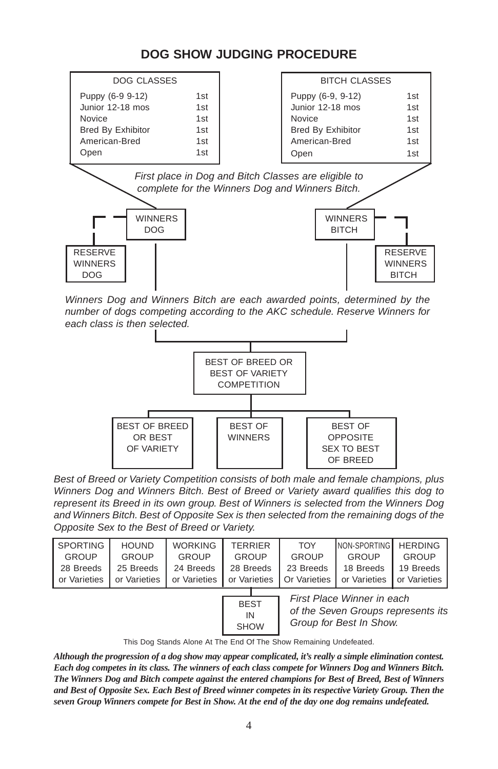# DOG SHOW JUDGING PROCEDURE

| DOG CLASSES | |
|---|---|
| Puppy (6-9 9-12) | 1st |
| Junior 12-18 mos | 1st |
| Novice | 1st |
| Bred By Exhibitor | 1st |
| American-Bred | 1st |
| Open | 1st |

| BITCH CLASSES | |
|---|---|
| Puppy (6-9, 9-12) | 1st |
| Junior 12-18 mos | 1st |
| Novice | 1st |
| Bred By Exhibitor | 1st |
| American-Bred | 1st |
| Open | 1st |

*First place in Dog and Bitch Classes are eligible to complete for the Winners Dog and Winners Bitch.*

WINNERS DOG — RESERVE WINNERS DOG

WINNERS BITCH — RESERVE WINNERS BITCH

*Winners Dog and Winners Bitch are each awarded points, determined by the number of dogs competing according to the AKC schedule. Reserve Winners for each class is then selected.*

BEST OF BREED OR BEST OF VARIETY COMPETITION

- BEST OF BREED OR BEST OF VARIETY
- BEST OF WINNERS
- BEST OF OPPOSITE SEX TO BEST OF BREED

*Best of Breed or Variety Competition consists of both male and female champions, plus Winners Dog and Winners Bitch. Best of Breed or Variety award qualifies this dog to represent its Breed in its own group. Best of Winners is selected from the Winners Dog and Winners Bitch. Best of Opposite Sex is then selected from the remaining dogs of the Opposite Sex to the Best of Breed or Variety.*

| SPORTING GROUP | HOUND GROUP | WORKING GROUP | TERRIER GROUP | TOY GROUP | NON-SPORTING GROUP | HERDING GROUP |
|---|---|---|---|---|---|---|
| 28 Breeds or Varieties | 25 Breeds or Varieties | 24 Breeds or Varieties | 28 Breeds or Varieties | 23 Breeds Or Varieties | 18 Breeds or Varieties | 19 Breeds or Varieties |

BEST IN SHOW

*First Place Winner in each of the Seven Groups represents its Group for Best In Show.*

This Dog Stands Alone At The End Of The Show Remaining Undefeated.

***Although the progression of a dog show may appear complicated, it's really a simple elimination contest. Each dog competes in its class. The winners of each class compete for Winners Dog and Winners Bitch. The Winners Dog and Bitch compete against the entered champions for Best of Breed, Best of Winners and Best of Opposite Sex. Each Best of Breed winner competes in its respective Variety Group. Then the seven Group Winners compete for Best in Show. At the end of the day one dog remains undefeated.***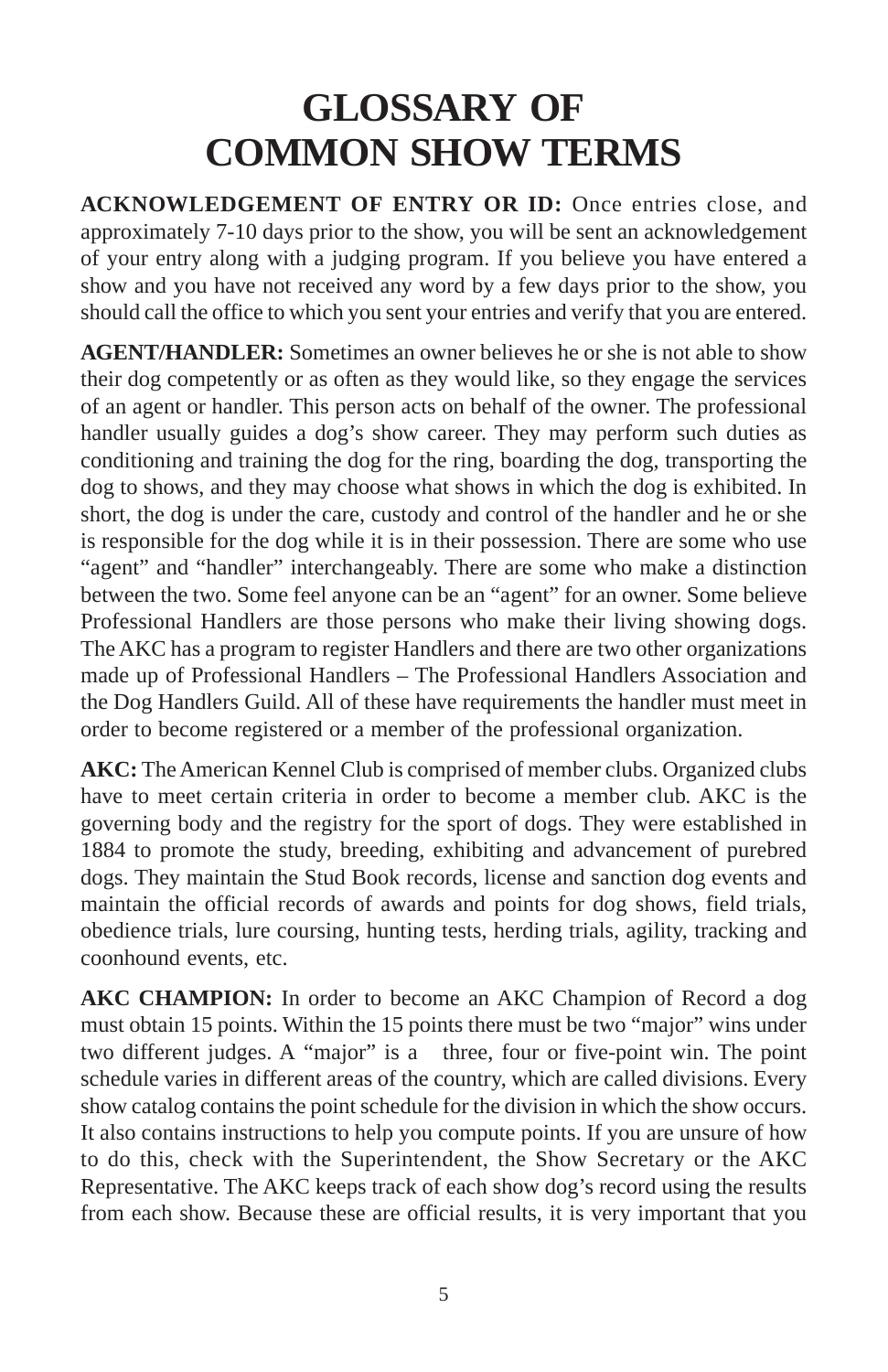# GLOSSARY OF COMMON SHOW TERMS

**ACKNOWLEDGEMENT OF ENTRY OR ID:** Once entries close, and approximately 7-10 days prior to the show, you will be sent an acknowledgement of your entry along with a judging program. If you believe you have entered a show and you have not received any word by a few days prior to the show, you should call the office to which you sent your entries and verify that you are entered.

**AGENT/HANDLER:** Sometimes an owner believes he or she is not able to show their dog competently or as often as they would like, so they engage the services of an agent or handler. This person acts on behalf of the owner. The professional handler usually guides a dog's show career. They may perform such duties as conditioning and training the dog for the ring, boarding the dog, transporting the dog to shows, and they may choose what shows in which the dog is exhibited. In short, the dog is under the care, custody and control of the handler and he or she is responsible for the dog while it is in their possession. There are some who use "agent" and "handler" interchangeably. There are some who make a distinction between the two. Some feel anyone can be an "agent" for an owner. Some believe Professional Handlers are those persons who make their living showing dogs. The AKC has a program to register Handlers and there are two other organizations made up of Professional Handlers – The Professional Handlers Association and the Dog Handlers Guild. All of these have requirements the handler must meet in order to become registered or a member of the professional organization.

**AKC:** The American Kennel Club is comprised of member clubs. Organized clubs have to meet certain criteria in order to become a member club. AKC is the governing body and the registry for the sport of dogs. They were established in 1884 to promote the study, breeding, exhibiting and advancement of purebred dogs. They maintain the Stud Book records, license and sanction dog events and maintain the official records of awards and points for dog shows, field trials, obedience trials, lure coursing, hunting tests, herding trials, agility, tracking and coonhound events, etc.

**AKC CHAMPION:** In order to become an AKC Champion of Record a dog must obtain 15 points. Within the 15 points there must be two "major" wins under two different judges. A "major" is a three, four or five-point win. The point schedule varies in different areas of the country, which are called divisions. Every show catalog contains the point schedule for the division in which the show occurs. It also contains instructions to help you compute points. If you are unsure of how to do this, check with the Superintendent, the Show Secretary or the AKC Representative. The AKC keeps track of each show dog's record using the results from each show. Because these are official results, it is very important that you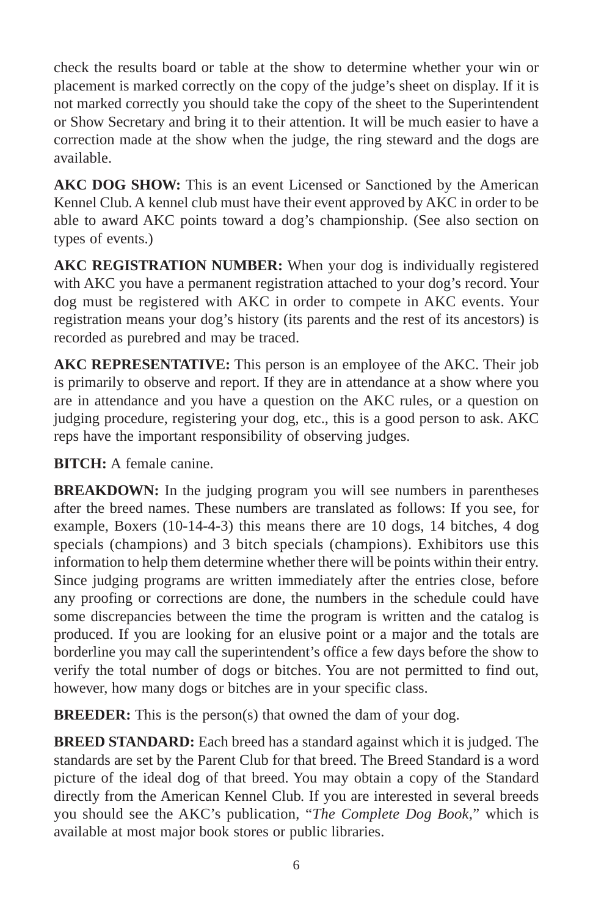check the results board or table at the show to determine whether your win or placement is marked correctly on the copy of the judge's sheet on display. If it is not marked correctly you should take the copy of the sheet to the Superintendent or Show Secretary and bring it to their attention. It will be much easier to have a correction made at the show when the judge, the ring steward and the dogs are available.

**AKC DOG SHOW:** This is an event Licensed or Sanctioned by the American Kennel Club. A kennel club must have their event approved by AKC in order to be able to award AKC points toward a dog's championship. (See also section on types of events.)

**AKC REGISTRATION NUMBER:** When your dog is individually registered with AKC you have a permanent registration attached to your dog's record. Your dog must be registered with AKC in order to compete in AKC events. Your registration means your dog's history (its parents and the rest of its ancestors) is recorded as purebred and may be traced.

**AKC REPRESENTATIVE:** This person is an employee of the AKC. Their job is primarily to observe and report. If they are in attendance at a show where you are in attendance and you have a question on the AKC rules, or a question on judging procedure, registering your dog, etc., this is a good person to ask. AKC reps have the important responsibility of observing judges.

**BITCH:** A female canine.

**BREAKDOWN:** In the judging program you will see numbers in parentheses after the breed names. These numbers are translated as follows: If you see, for example, Boxers (10-14-4-3) this means there are 10 dogs, 14 bitches, 4 dog specials (champions) and 3 bitch specials (champions). Exhibitors use this information to help them determine whether there will be points within their entry. Since judging programs are written immediately after the entries close, before any proofing or corrections are done, the numbers in the schedule could have some discrepancies between the time the program is written and the catalog is produced. If you are looking for an elusive point or a major and the totals are borderline you may call the superintendent's office a few days before the show to verify the total number of dogs or bitches. You are not permitted to find out, however, how many dogs or bitches are in your specific class.

**BREEDER:** This is the person(s) that owned the dam of your dog.

**BREED STANDARD:** Each breed has a standard against which it is judged. The standards are set by the Parent Club for that breed. The Breed Standard is a word picture of the ideal dog of that breed. You may obtain a copy of the Standard directly from the American Kennel Club. If you are interested in several breeds you should see the AKC's publication, "*The Complete Dog Book*," which is available at most major book stores or public libraries.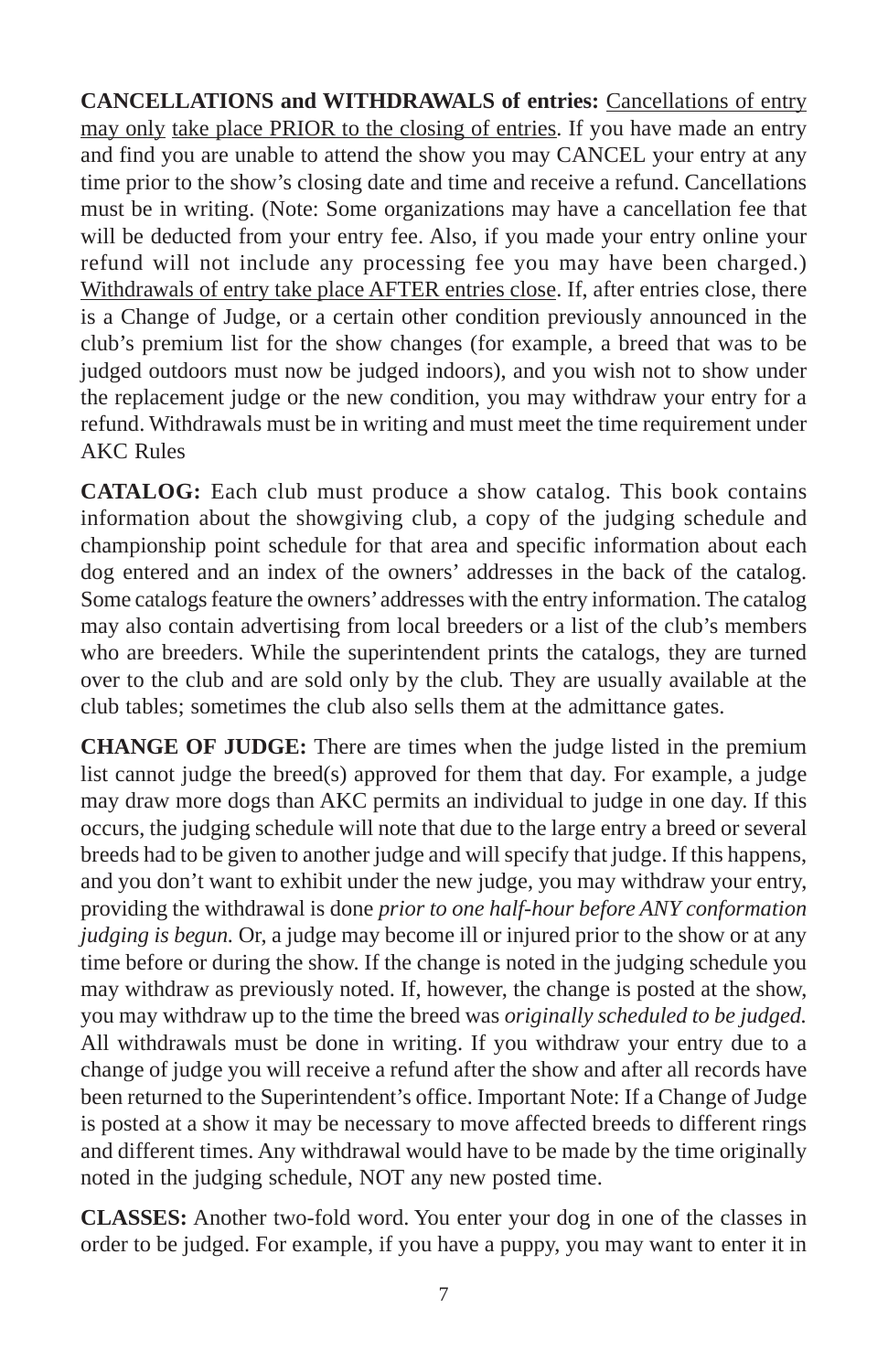**CANCELLATIONS and WITHDRAWALS of entries:** <u>Cancellations of entry may only</u> <u>take place PRIOR to the closing of entries</u>. If you have made an entry and find you are unable to attend the show you may CANCEL your entry at any time prior to the show's closing date and time and receive a refund. Cancellations must be in writing. (Note: Some organizations may have a cancellation fee that will be deducted from your entry fee. Also, if you made your entry online your refund will not include any processing fee you may have been charged.) <u>Withdrawals of entry take place AFTER entries close</u>. If, after entries close, there is a Change of Judge, or a certain other condition previously announced in the club's premium list for the show changes (for example, a breed that was to be judged outdoors must now be judged indoors), and you wish not to show under the replacement judge or the new condition, you may withdraw your entry for a refund. Withdrawals must be in writing and must meet the time requirement under AKC Rules

**CATALOG:** Each club must produce a show catalog. This book contains information about the showgiving club, a copy of the judging schedule and championship point schedule for that area and specific information about each dog entered and an index of the owners' addresses in the back of the catalog. Some catalogs feature the owners' addresses with the entry information. The catalog may also contain advertising from local breeders or a list of the club's members who are breeders. While the superintendent prints the catalogs, they are turned over to the club and are sold only by the club. They are usually available at the club tables; sometimes the club also sells them at the admittance gates.

**CHANGE OF JUDGE:** There are times when the judge listed in the premium list cannot judge the breed(s) approved for them that day. For example, a judge may draw more dogs than AKC permits an individual to judge in one day. If this occurs, the judging schedule will note that due to the large entry a breed or several breeds had to be given to another judge and will specify that judge. If this happens, and you don't want to exhibit under the new judge, you may withdraw your entry, providing the withdrawal is done *prior to one half-hour before ANY conformation judging is begun.* Or, a judge may become ill or injured prior to the show or at any time before or during the show. If the change is noted in the judging schedule you may withdraw as previously noted. If, however, the change is posted at the show, you may withdraw up to the time the breed was *originally scheduled to be judged.* All withdrawals must be done in writing. If you withdraw your entry due to a change of judge you will receive a refund after the show and after all records have been returned to the Superintendent's office. Important Note: If a Change of Judge is posted at a show it may be necessary to move affected breeds to different rings and different times. Any withdrawal would have to be made by the time originally noted in the judging schedule, NOT any new posted time.

**CLASSES:** Another two-fold word. You enter your dog in one of the classes in order to be judged. For example, if you have a puppy, you may want to enter it in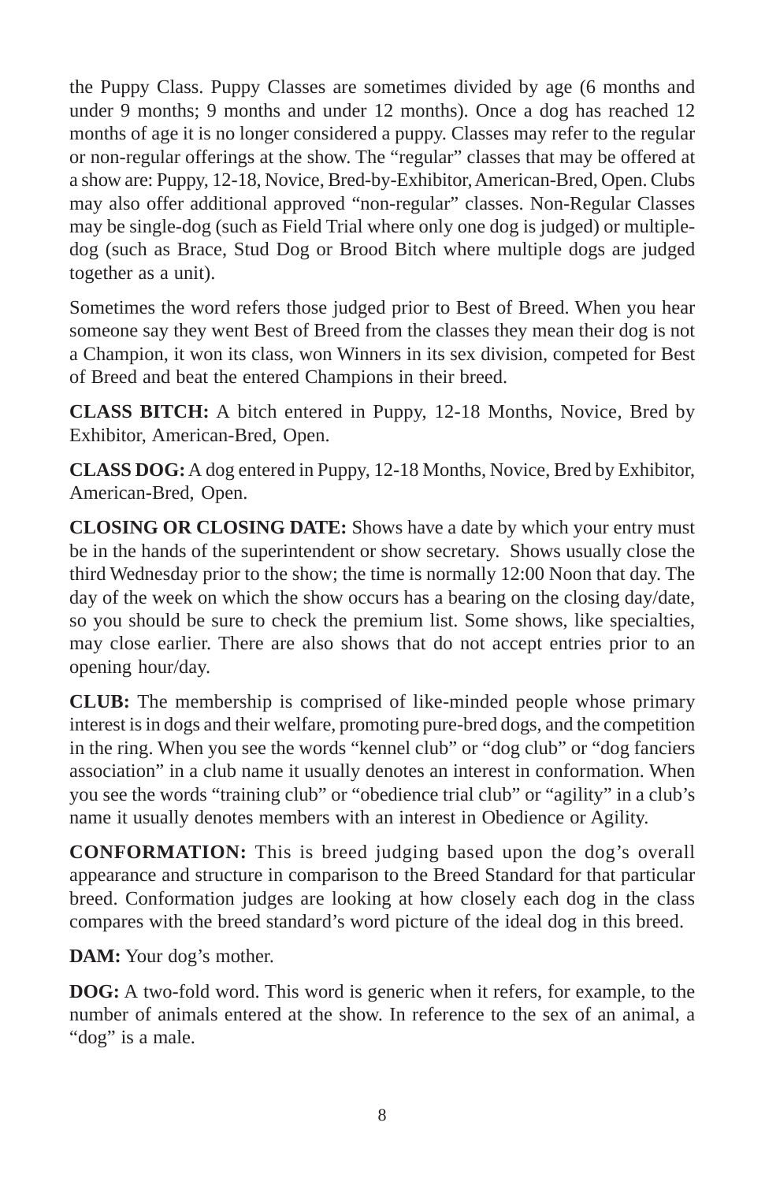the Puppy Class. Puppy Classes are sometimes divided by age (6 months and under 9 months; 9 months and under 12 months). Once a dog has reached 12 months of age it is no longer considered a puppy. Classes may refer to the regular or non-regular offerings at the show. The "regular" classes that may be offered at a show are: Puppy, 12-18, Novice, Bred-by-Exhibitor, American-Bred, Open. Clubs may also offer additional approved "non-regular" classes. Non-Regular Classes may be single-dog (such as Field Trial where only one dog is judged) or multiple-dog (such as Brace, Stud Dog or Brood Bitch where multiple dogs are judged together as a unit).

Sometimes the word refers those judged prior to Best of Breed. When you hear someone say they went Best of Breed from the classes they mean their dog is not a Champion, it won its class, won Winners in its sex division, competed for Best of Breed and beat the entered Champions in their breed.

**CLASS BITCH:** A bitch entered in Puppy, 12-18 Months, Novice, Bred by Exhibitor, American-Bred, Open.

**CLASS DOG:** A dog entered in Puppy, 12-18 Months, Novice, Bred by Exhibitor, American-Bred, Open.

**CLOSING OR CLOSING DATE:** Shows have a date by which your entry must be in the hands of the superintendent or show secretary. Shows usually close the third Wednesday prior to the show; the time is normally 12:00 Noon that day. The day of the week on which the show occurs has a bearing on the closing day/date, so you should be sure to check the premium list. Some shows, like specialties, may close earlier. There are also shows that do not accept entries prior to an opening hour/day.

**CLUB:** The membership is comprised of like-minded people whose primary interest is in dogs and their welfare, promoting pure-bred dogs, and the competition in the ring. When you see the words "kennel club" or "dog club" or "dog fanciers association" in a club name it usually denotes an interest in conformation. When you see the words "training club" or "obedience trial club" or "agility" in a club's name it usually denotes members with an interest in Obedience or Agility.

**CONFORMATION:** This is breed judging based upon the dog's overall appearance and structure in comparison to the Breed Standard for that particular breed. Conformation judges are looking at how closely each dog in the class compares with the breed standard's word picture of the ideal dog in this breed.

**DAM:** Your dog's mother.

**DOG:** A two-fold word. This word is generic when it refers, for example, to the number of animals entered at the show. In reference to the sex of an animal, a "dog" is a male.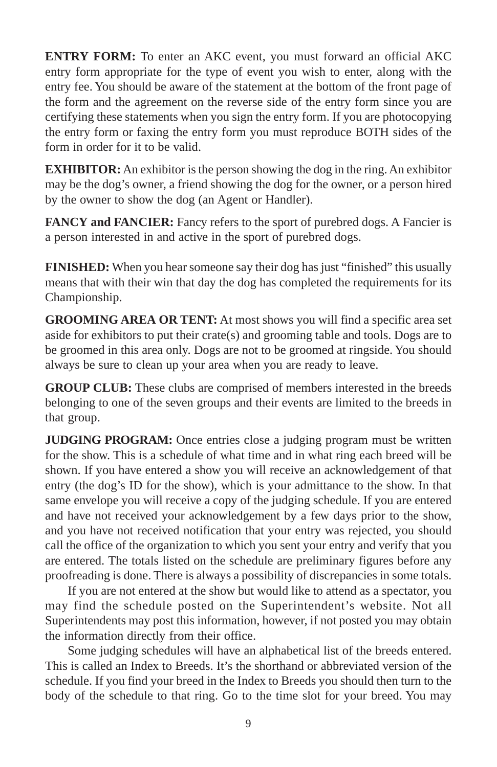**ENTRY FORM:** To enter an AKC event, you must forward an official AKC entry form appropriate for the type of event you wish to enter, along with the entry fee. You should be aware of the statement at the bottom of the front page of the form and the agreement on the reverse side of the entry form since you are certifying these statements when you sign the entry form. If you are photocopying the entry form or faxing the entry form you must reproduce BOTH sides of the form in order for it to be valid.

**EXHIBITOR:** An exhibitor is the person showing the dog in the ring. An exhibitor may be the dog's owner, a friend showing the dog for the owner, or a person hired by the owner to show the dog (an Agent or Handler).

**FANCY and FANCIER:** Fancy refers to the sport of purebred dogs. A Fancier is a person interested in and active in the sport of purebred dogs.

**FINISHED:** When you hear someone say their dog has just "finished" this usually means that with their win that day the dog has completed the requirements for its Championship.

**GROOMING AREA OR TENT:** At most shows you will find a specific area set aside for exhibitors to put their crate(s) and grooming table and tools. Dogs are to be groomed in this area only. Dogs are not to be groomed at ringside. You should always be sure to clean up your area when you are ready to leave.

**GROUP CLUB:** These clubs are comprised of members interested in the breeds belonging to one of the seven groups and their events are limited to the breeds in that group.

**JUDGING PROGRAM:** Once entries close a judging program must be written for the show. This is a schedule of what time and in what ring each breed will be shown. If you have entered a show you will receive an acknowledgement of that entry (the dog's ID for the show), which is your admittance to the show. In that same envelope you will receive a copy of the judging schedule. If you are entered and have not received your acknowledgement by a few days prior to the show, and you have not received notification that your entry was rejected, you should call the office of the organization to which you sent your entry and verify that you are entered. The totals listed on the schedule are preliminary figures before any proofreading is done. There is always a possibility of discrepancies in some totals.

If you are not entered at the show but would like to attend as a spectator, you may find the schedule posted on the Superintendent's website. Not all Superintendents may post this information, however, if not posted you may obtain the information directly from their office.

Some judging schedules will have an alphabetical list of the breeds entered. This is called an Index to Breeds. It's the shorthand or abbreviated version of the schedule. If you find your breed in the Index to Breeds you should then turn to the body of the schedule to that ring. Go to the time slot for your breed. You may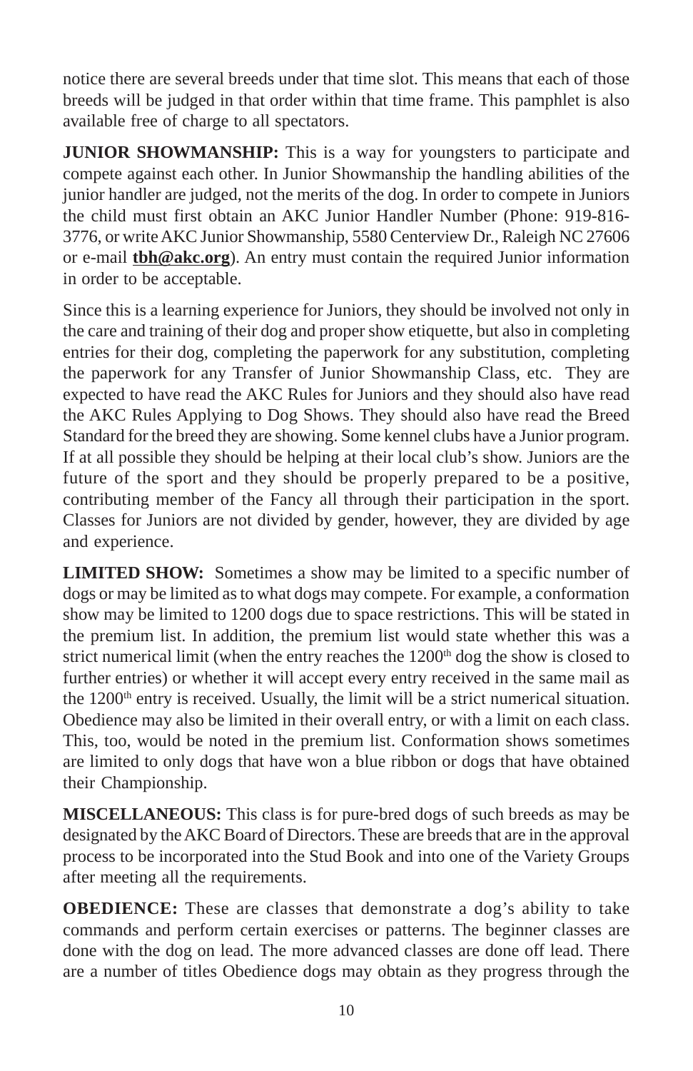notice there are several breeds under that time slot. This means that each of those breeds will be judged in that order within that time frame. This pamphlet is also available free of charge to all spectators.

**JUNIOR SHOWMANSHIP:** This is a way for youngsters to participate and compete against each other. In Junior Showmanship the handling abilities of the junior handler are judged, not the merits of the dog. In order to compete in Juniors the child must first obtain an AKC Junior Handler Number (Phone: 919-816-3776, or write AKC Junior Showmanship, 5580 Centerview Dr., Raleigh NC 27606 or e-mail **tbh@akc.org**). An entry must contain the required Junior information in order to be acceptable.

Since this is a learning experience for Juniors, they should be involved not only in the care and training of their dog and proper show etiquette, but also in completing entries for their dog, completing the paperwork for any substitution, completing the paperwork for any Transfer of Junior Showmanship Class, etc. They are expected to have read the AKC Rules for Juniors and they should also have read the AKC Rules Applying to Dog Shows. They should also have read the Breed Standard for the breed they are showing. Some kennel clubs have a Junior program. If at all possible they should be helping at their local club's show. Juniors are the future of the sport and they should be properly prepared to be a positive, contributing member of the Fancy all through their participation in the sport. Classes for Juniors are not divided by gender, however, they are divided by age and experience.

**LIMITED SHOW:** Sometimes a show may be limited to a specific number of dogs or may be limited as to what dogs may compete. For example, a conformation show may be limited to 1200 dogs due to space restrictions. This will be stated in the premium list. In addition, the premium list would state whether this was a strict numerical limit (when the entry reaches the 1200th dog the show is closed to further entries) or whether it will accept every entry received in the same mail as the 1200th entry is received. Usually, the limit will be a strict numerical situation. Obedience may also be limited in their overall entry, or with a limit on each class. This, too, would be noted in the premium list. Conformation shows sometimes are limited to only dogs that have won a blue ribbon or dogs that have obtained their Championship.

**MISCELLANEOUS:** This class is for pure-bred dogs of such breeds as may be designated by the AKC Board of Directors. These are breeds that are in the approval process to be incorporated into the Stud Book and into one of the Variety Groups after meeting all the requirements.

**OBEDIENCE:** These are classes that demonstrate a dog's ability to take commands and perform certain exercises or patterns. The beginner classes are done with the dog on lead. The more advanced classes are done off lead. There are a number of titles Obedience dogs may obtain as they progress through the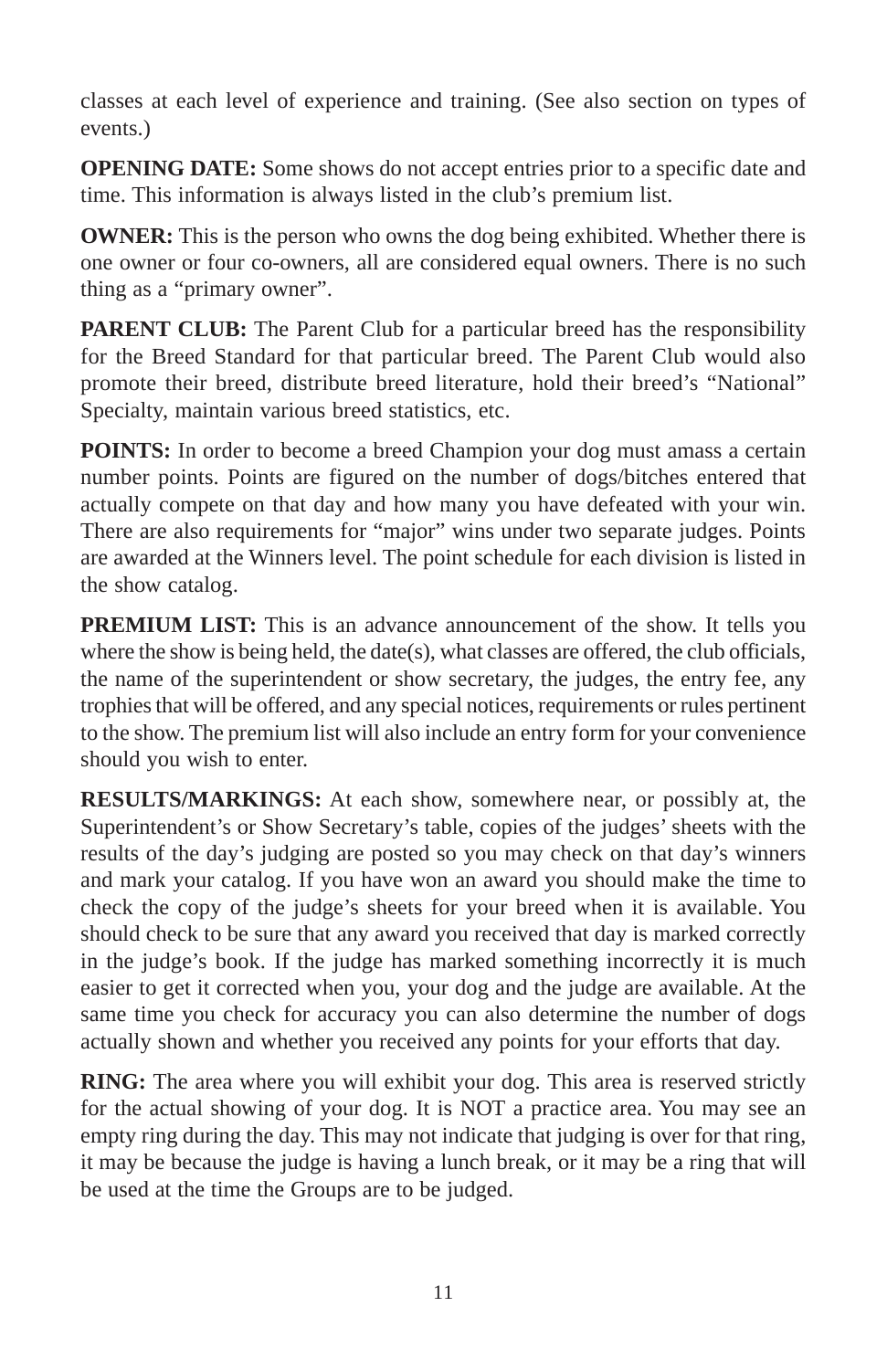classes at each level of experience and training. (See also section on types of events.)

**OPENING DATE:** Some shows do not accept entries prior to a specific date and time. This information is always listed in the club's premium list.

**OWNER:** This is the person who owns the dog being exhibited. Whether there is one owner or four co-owners, all are considered equal owners. There is no such thing as a "primary owner".

**PARENT CLUB:** The Parent Club for a particular breed has the responsibility for the Breed Standard for that particular breed. The Parent Club would also promote their breed, distribute breed literature, hold their breed's "National" Specialty, maintain various breed statistics, etc.

**POINTS:** In order to become a breed Champion your dog must amass a certain number points. Points are figured on the number of dogs/bitches entered that actually compete on that day and how many you have defeated with your win. There are also requirements for "major" wins under two separate judges. Points are awarded at the Winners level. The point schedule for each division is listed in the show catalog.

**PREMIUM LIST:** This is an advance announcement of the show. It tells you where the show is being held, the date(s), what classes are offered, the club officials, the name of the superintendent or show secretary, the judges, the entry fee, any trophies that will be offered, and any special notices, requirements or rules pertinent to the show. The premium list will also include an entry form for your convenience should you wish to enter.

**RESULTS/MARKINGS:** At each show, somewhere near, or possibly at, the Superintendent's or Show Secretary's table, copies of the judges' sheets with the results of the day's judging are posted so you may check on that day's winners and mark your catalog. If you have won an award you should make the time to check the copy of the judge's sheets for your breed when it is available. You should check to be sure that any award you received that day is marked correctly in the judge's book. If the judge has marked something incorrectly it is much easier to get it corrected when you, your dog and the judge are available. At the same time you check for accuracy you can also determine the number of dogs actually shown and whether you received any points for your efforts that day.

**RING:** The area where you will exhibit your dog. This area is reserved strictly for the actual showing of your dog. It is NOT a practice area. You may see an empty ring during the day. This may not indicate that judging is over for that ring, it may be because the judge is having a lunch break, or it may be a ring that will be used at the time the Groups are to be judged.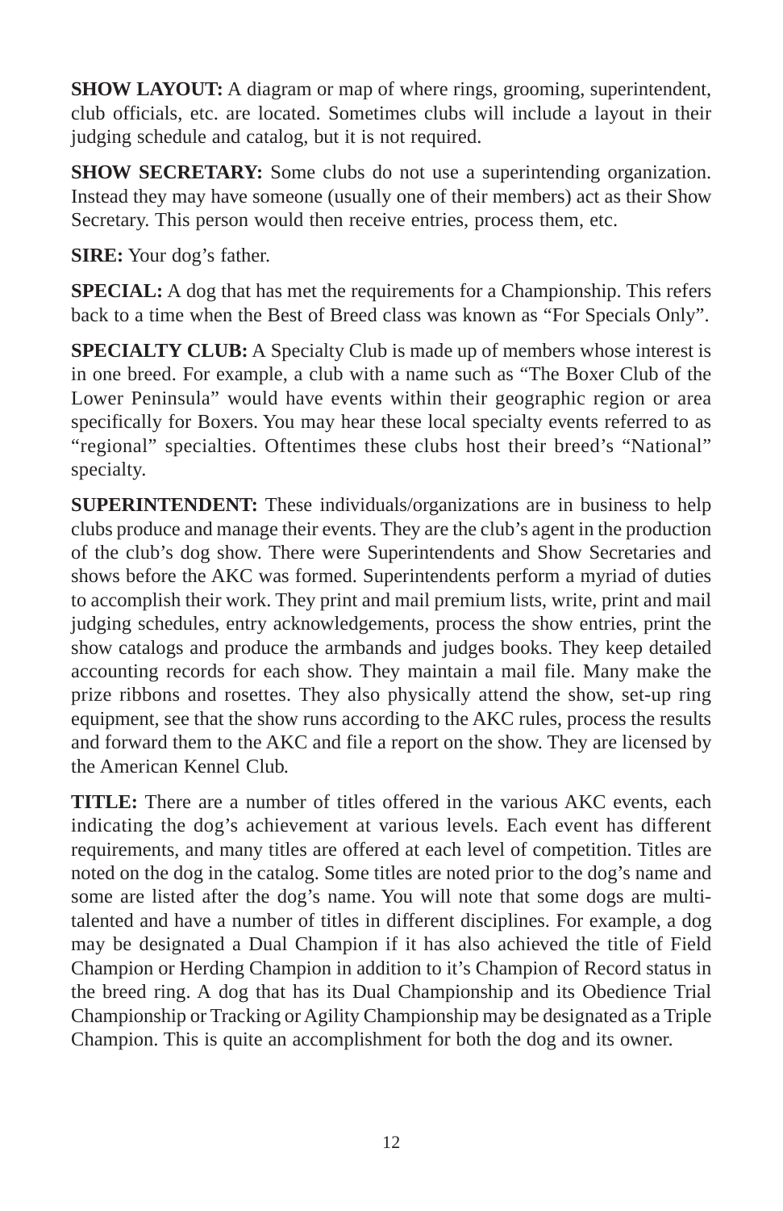**SHOW LAYOUT:** A diagram or map of where rings, grooming, superintendent, club officials, etc. are located. Sometimes clubs will include a layout in their judging schedule and catalog, but it is not required.

**SHOW SECRETARY:** Some clubs do not use a superintending organization. Instead they may have someone (usually one of their members) act as their Show Secretary. This person would then receive entries, process them, etc.

**SIRE:** Your dog's father.

**SPECIAL:** A dog that has met the requirements for a Championship. This refers back to a time when the Best of Breed class was known as "For Specials Only".

**SPECIALTY CLUB:** A Specialty Club is made up of members whose interest is in one breed. For example, a club with a name such as "The Boxer Club of the Lower Peninsula" would have events within their geographic region or area specifically for Boxers. You may hear these local specialty events referred to as "regional" specialties. Oftentimes these clubs host their breed's "National" specialty.

**SUPERINTENDENT:** These individuals/organizations are in business to help clubs produce and manage their events. They are the club's agent in the production of the club's dog show. There were Superintendents and Show Secretaries and shows before the AKC was formed. Superintendents perform a myriad of duties to accomplish their work. They print and mail premium lists, write, print and mail judging schedules, entry acknowledgements, process the show entries, print the show catalogs and produce the armbands and judges books. They keep detailed accounting records for each show. They maintain a mail file. Many make the prize ribbons and rosettes. They also physically attend the show, set-up ring equipment, see that the show runs according to the AKC rules, process the results and forward them to the AKC and file a report on the show. They are licensed by the American Kennel Club.

**TITLE:** There are a number of titles offered in the various AKC events, each indicating the dog's achievement at various levels. Each event has different requirements, and many titles are offered at each level of competition. Titles are noted on the dog in the catalog. Some titles are noted prior to the dog's name and some are listed after the dog's name. You will note that some dogs are multi-talented and have a number of titles in different disciplines. For example, a dog may be designated a Dual Champion if it has also achieved the title of Field Champion or Herding Champion in addition to it's Champion of Record status in the breed ring. A dog that has its Dual Championship and its Obedience Trial Championship or Tracking or Agility Championship may be designated as a Triple Champion. This is quite an accomplishment for both the dog and its owner.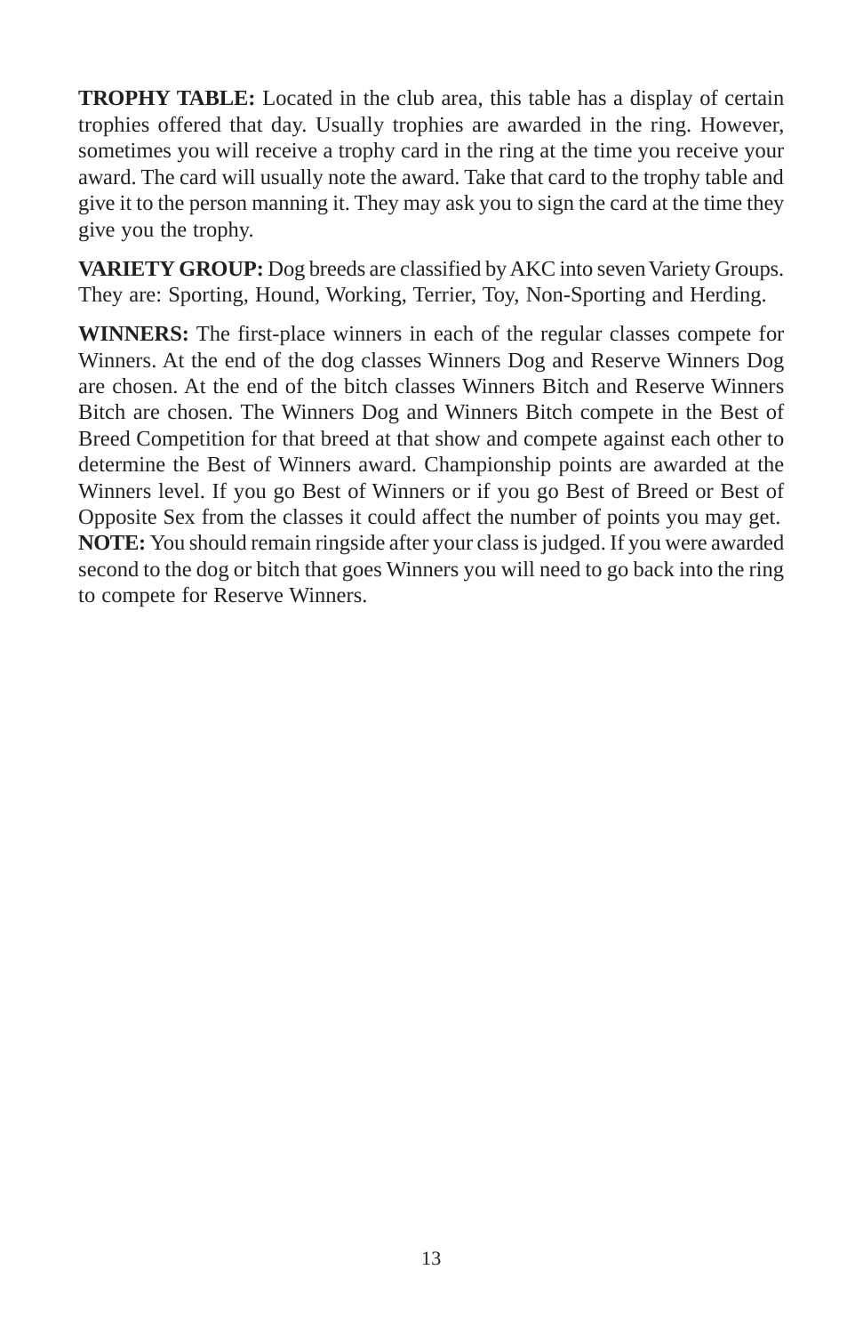**TROPHY TABLE:** Located in the club area, this table has a display of certain trophies offered that day. Usually trophies are awarded in the ring. However, sometimes you will receive a trophy card in the ring at the time you receive your award. The card will usually note the award. Take that card to the trophy table and give it to the person manning it. They may ask you to sign the card at the time they give you the trophy.

**VARIETY GROUP:** Dog breeds are classified by AKC into seven Variety Groups. They are: Sporting, Hound, Working, Terrier, Toy, Non-Sporting and Herding.

**WINNERS:** The first-place winners in each of the regular classes compete for Winners. At the end of the dog classes Winners Dog and Reserve Winners Dog are chosen. At the end of the bitch classes Winners Bitch and Reserve Winners Bitch are chosen. The Winners Dog and Winners Bitch compete in the Best of Breed Competition for that breed at that show and compete against each other to determine the Best of Winners award. Championship points are awarded at the Winners level. If you go Best of Winners or if you go Best of Breed or Best of Opposite Sex from the classes it could affect the number of points you may get. **NOTE:** You should remain ringside after your class is judged. If you were awarded second to the dog or bitch that goes Winners you will need to go back into the ring to compete for Reserve Winners.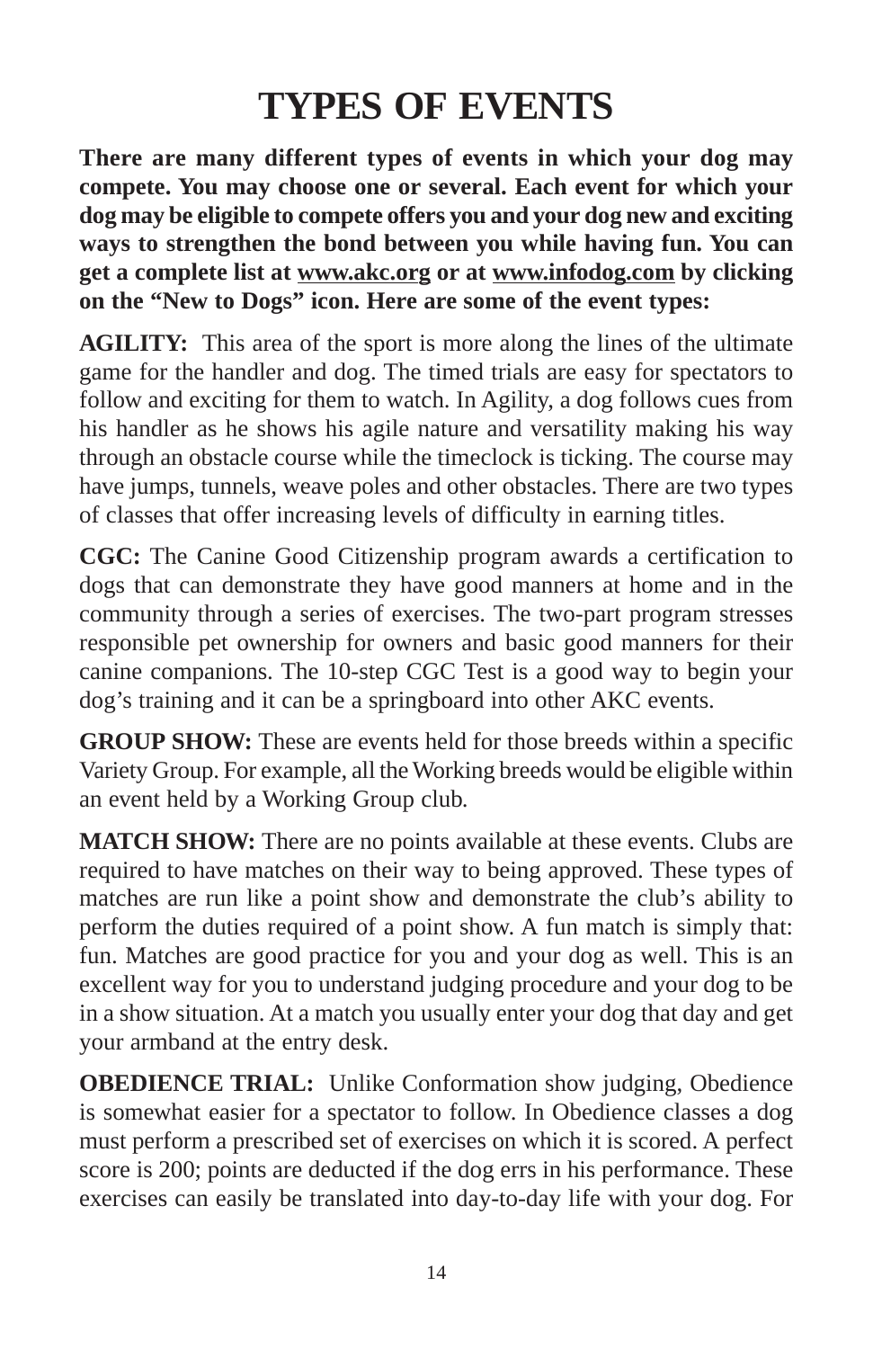# TYPES OF EVENTS

**There are many different types of events in which your dog may compete. You may choose one or several. Each event for which your dog may be eligible to compete offers you and your dog new and exciting ways to strengthen the bond between you while having fun. You can get a complete list at www.akc.org or at www.infodog.com by clicking on the "New to Dogs" icon. Here are some of the event types:**

**AGILITY:** This area of the sport is more along the lines of the ultimate game for the handler and dog. The timed trials are easy for spectators to follow and exciting for them to watch. In Agility, a dog follows cues from his handler as he shows his agile nature and versatility making his way through an obstacle course while the timeclock is ticking. The course may have jumps, tunnels, weave poles and other obstacles. There are two types of classes that offer increasing levels of difficulty in earning titles.

**CGC:** The Canine Good Citizenship program awards a certification to dogs that can demonstrate they have good manners at home and in the community through a series of exercises. The two-part program stresses responsible pet ownership for owners and basic good manners for their canine companions. The 10-step CGC Test is a good way to begin your dog's training and it can be a springboard into other AKC events.

**GROUP SHOW:** These are events held for those breeds within a specific Variety Group. For example, all the Working breeds would be eligible within an event held by a Working Group club.

**MATCH SHOW:** There are no points available at these events. Clubs are required to have matches on their way to being approved. These types of matches are run like a point show and demonstrate the club's ability to perform the duties required of a point show. A fun match is simply that: fun. Matches are good practice for you and your dog as well. This is an excellent way for you to understand judging procedure and your dog to be in a show situation. At a match you usually enter your dog that day and get your armband at the entry desk.

**OBEDIENCE TRIAL:** Unlike Conformation show judging, Obedience is somewhat easier for a spectator to follow. In Obedience classes a dog must perform a prescribed set of exercises on which it is scored. A perfect score is 200; points are deducted if the dog errs in his performance. These exercises can easily be translated into day-to-day life with your dog. For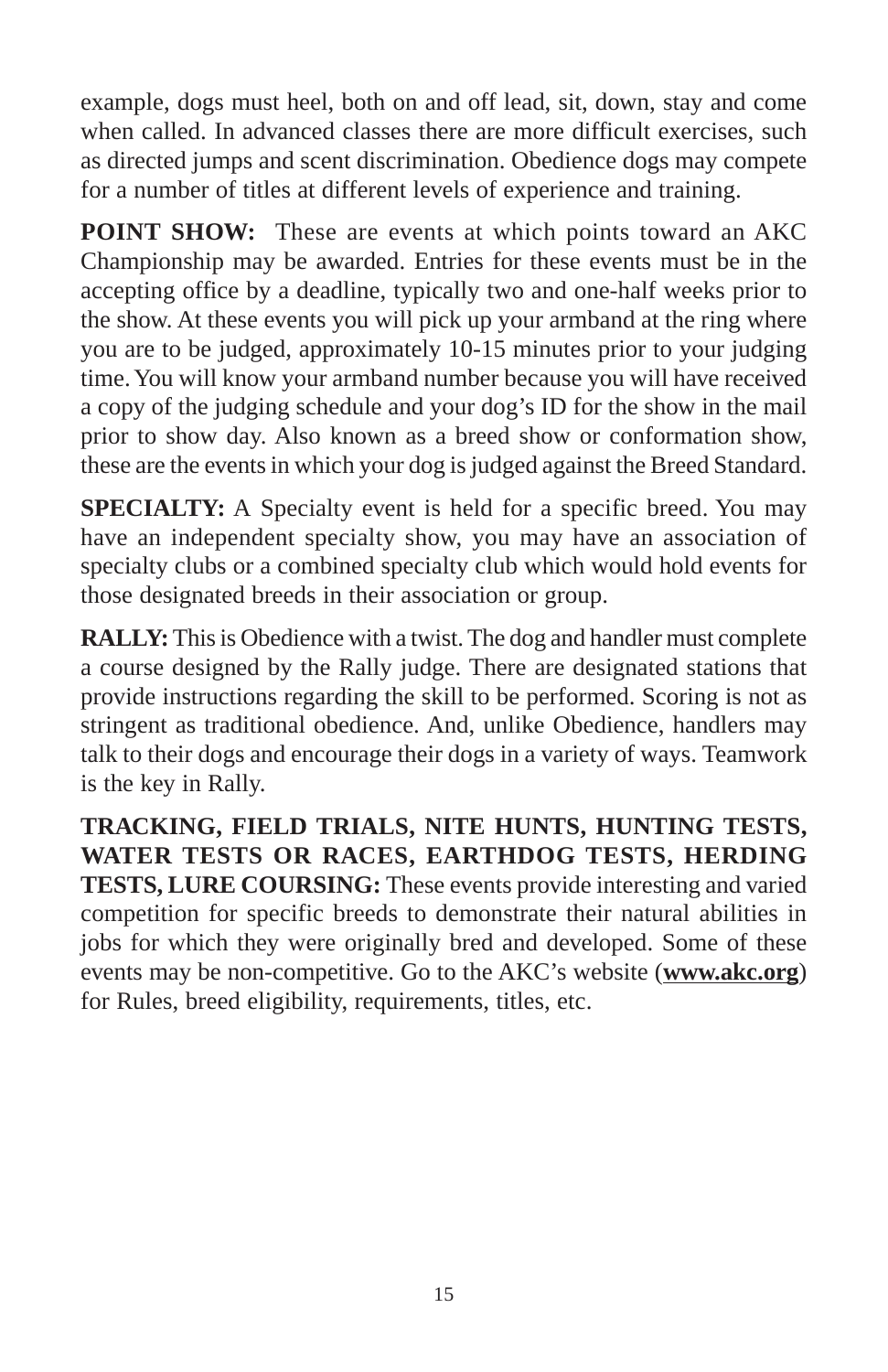example, dogs must heel, both on and off lead, sit, down, stay and come when called. In advanced classes there are more difficult exercises, such as directed jumps and scent discrimination. Obedience dogs may compete for a number of titles at different levels of experience and training.

**POINT SHOW:** These are events at which points toward an AKC Championship may be awarded. Entries for these events must be in the accepting office by a deadline, typically two and one-half weeks prior to the show. At these events you will pick up your armband at the ring where you are to be judged, approximately 10-15 minutes prior to your judging time. You will know your armband number because you will have received a copy of the judging schedule and your dog's ID for the show in the mail prior to show day. Also known as a breed show or conformation show, these are the events in which your dog is judged against the Breed Standard.

**SPECIALTY:** A Specialty event is held for a specific breed. You may have an independent specialty show, you may have an association of specialty clubs or a combined specialty club which would hold events for those designated breeds in their association or group.

**RALLY:** This is Obedience with a twist. The dog and handler must complete a course designed by the Rally judge. There are designated stations that provide instructions regarding the skill to be performed. Scoring is not as stringent as traditional obedience. And, unlike Obedience, handlers may talk to their dogs and encourage their dogs in a variety of ways. Teamwork is the key in Rally.

**TRACKING, FIELD TRIALS, NITE HUNTS, HUNTING TESTS, WATER TESTS OR RACES, EARTHDOG TESTS, HERDING TESTS, LURE COURSING:** These events provide interesting and varied competition for specific breeds to demonstrate their natural abilities in jobs for which they were originally bred and developed. Some of these events may be non-competitive. Go to the AKC's website (**www.akc.org**) for Rules, breed eligibility, requirements, titles, etc.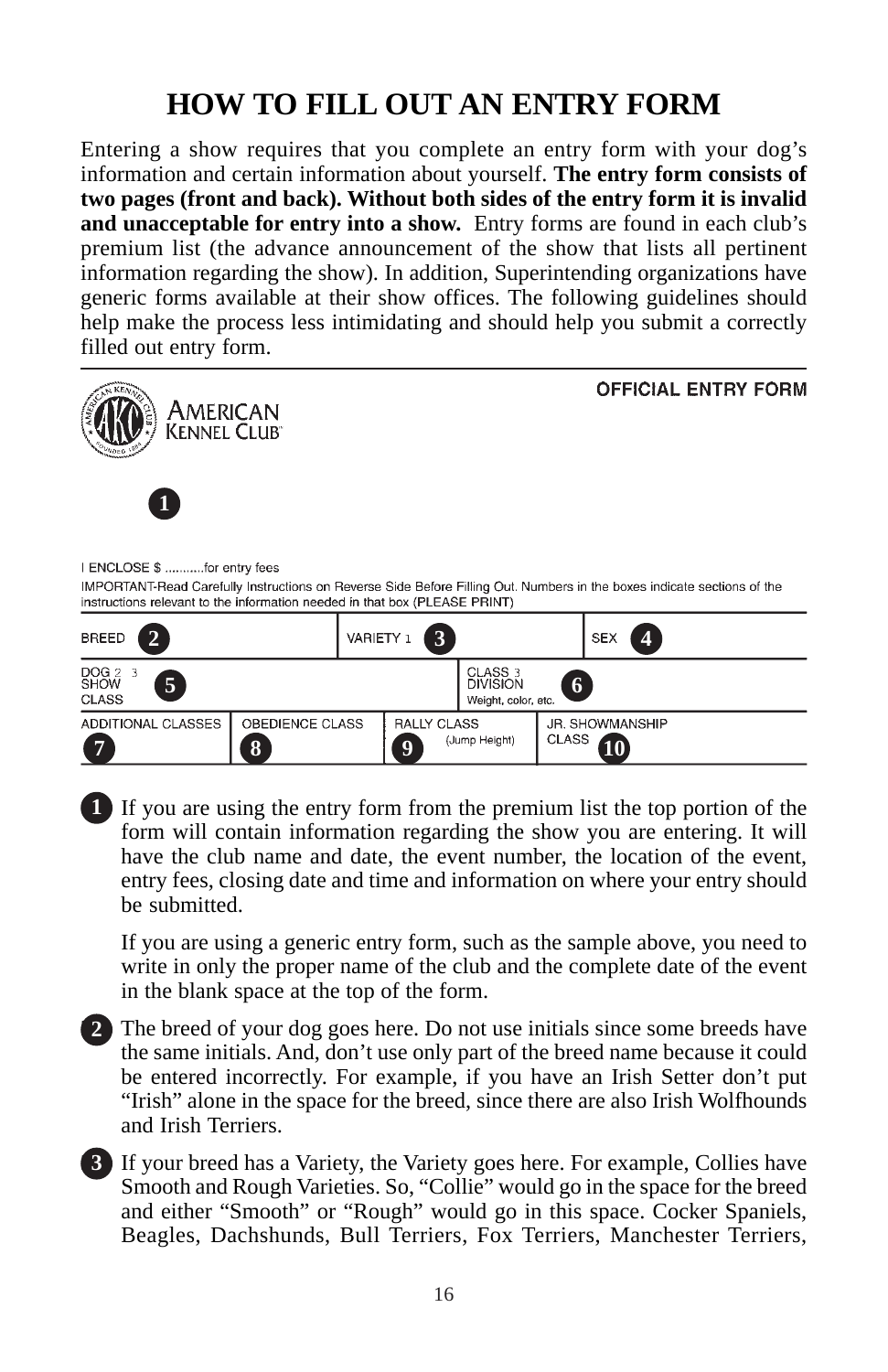# HOW TO FILL OUT AN ENTRY FORM

Entering a show requires that you complete an entry form with your dog's information and certain information about yourself. **The entry form consists of two pages (front and back). Without both sides of the entry form it is invalid and unacceptable for entry into a show.** Entry forms are found in each club's premium list (the advance announcement of the show that lists all pertinent information regarding the show). In addition, Superintending organizations have generic forms available at their show offices. The following guidelines should help make the process less intimidating and should help you submit a correctly filled out entry form.

AMERICAN KENNEL CLUB

OFFICIAL ENTRY FORM

1

I ENCLOSE $ ...........for entry fees

IMPORTANT-Read Carefully Instructions on Reverse Side Before Filling Out. Numbers in the boxes indicate sections of the instructions relevant to the information needed in that box (PLEASE PRINT)

| BREED 2 | | VARIETY 1 3 | SEX 4 |
|---|---|---|---|
| DOG 2 3 SHOW CLASS 5 | | CLASS 3 DIVISION Weight, color, etc. 6 | |
| ADDITIONAL CLASSES 7 | OBEDIENCE CLASS 8 | RALLY CLASS (Jump Height) 9 | JR. SHOWMANSHIP CLASS 10 |

**1** If you are using the entry form from the premium list the top portion of the form will contain information regarding the show you are entering. It will have the club name and date, the event number, the location of the event, entry fees, closing date and time and information on where your entry should be submitted.

If you are using a generic entry form, such as the sample above, you need to write in only the proper name of the club and the complete date of the event in the blank space at the top of the form.

**2** The breed of your dog goes here. Do not use initials since some breeds have the same initials. And, don't use only part of the breed name because it could be entered incorrectly. For example, if you have an Irish Setter don't put "Irish" alone in the space for the breed, since there are also Irish Wolfhounds and Irish Terriers.

**3** If your breed has a Variety, the Variety goes here. For example, Collies have Smooth and Rough Varieties. So, "Collie" would go in the space for the breed and either "Smooth" or "Rough" would go in this space. Cocker Spaniels, Beagles, Dachshunds, Bull Terriers, Fox Terriers, Manchester Terriers,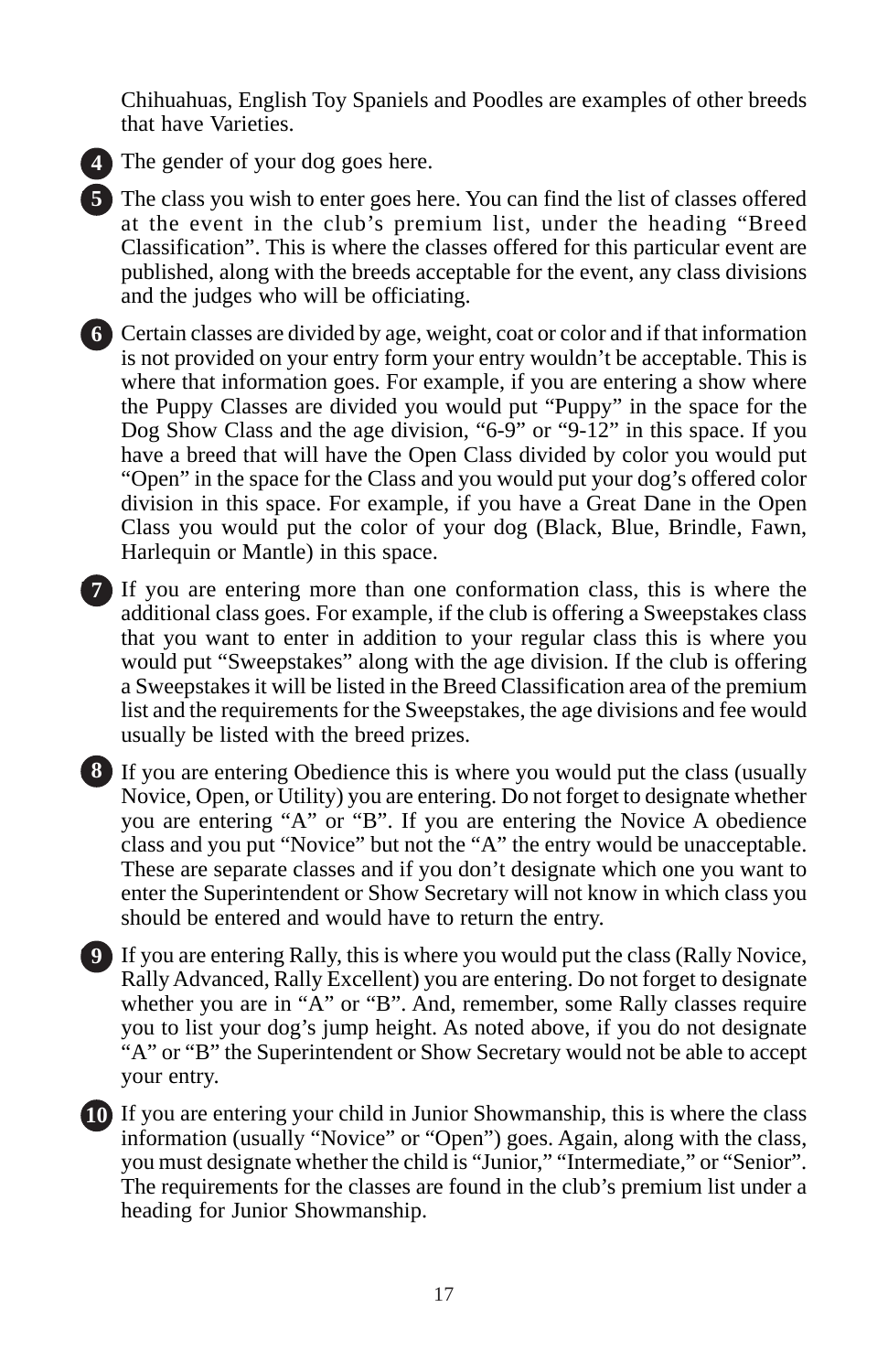Chihuahuas, English Toy Spaniels and Poodles are examples of other breeds that have Varieties.

**4** The gender of your dog goes here.

**5** The class you wish to enter goes here. You can find the list of classes offered at the event in the club's premium list, under the heading "Breed Classification". This is where the classes offered for this particular event are published, along with the breeds acceptable for the event, any class divisions and the judges who will be officiating.

**6** Certain classes are divided by age, weight, coat or color and if that information is not provided on your entry form your entry wouldn't be acceptable. This is where that information goes. For example, if you are entering a show where the Puppy Classes are divided you would put "Puppy" in the space for the Dog Show Class and the age division, "6-9" or "9-12" in this space. If you have a breed that will have the Open Class divided by color you would put "Open" in the space for the Class and you would put your dog's offered color division in this space. For example, if you have a Great Dane in the Open Class you would put the color of your dog (Black, Blue, Brindle, Fawn, Harlequin or Mantle) in this space.

**7** If you are entering more than one conformation class, this is where the additional class goes. For example, if the club is offering a Sweepstakes class that you want to enter in addition to your regular class this is where you would put "Sweepstakes" along with the age division. If the club is offering a Sweepstakes it will be listed in the Breed Classification area of the premium list and the requirements for the Sweepstakes, the age divisions and fee would usually be listed with the breed prizes.

**8** If you are entering Obedience this is where you would put the class (usually Novice, Open, or Utility) you are entering. Do not forget to designate whether you are entering "A" or "B". If you are entering the Novice A obedience class and you put "Novice" but not the "A" the entry would be unacceptable. These are separate classes and if you don't designate which one you want to enter the Superintendent or Show Secretary will not know in which class you should be entered and would have to return the entry.

**9** If you are entering Rally, this is where you would put the class (Rally Novice, Rally Advanced, Rally Excellent) you are entering. Do not forget to designate whether you are in "A" or "B". And, remember, some Rally classes require you to list your dog's jump height. As noted above, if you do not designate "A" or "B" the Superintendent or Show Secretary would not be able to accept your entry.

**10** If you are entering your child in Junior Showmanship, this is where the class information (usually "Novice" or "Open") goes. Again, along with the class, you must designate whether the child is "Junior," "Intermediate," or "Senior". The requirements for the classes are found in the club's premium list under a heading for Junior Showmanship.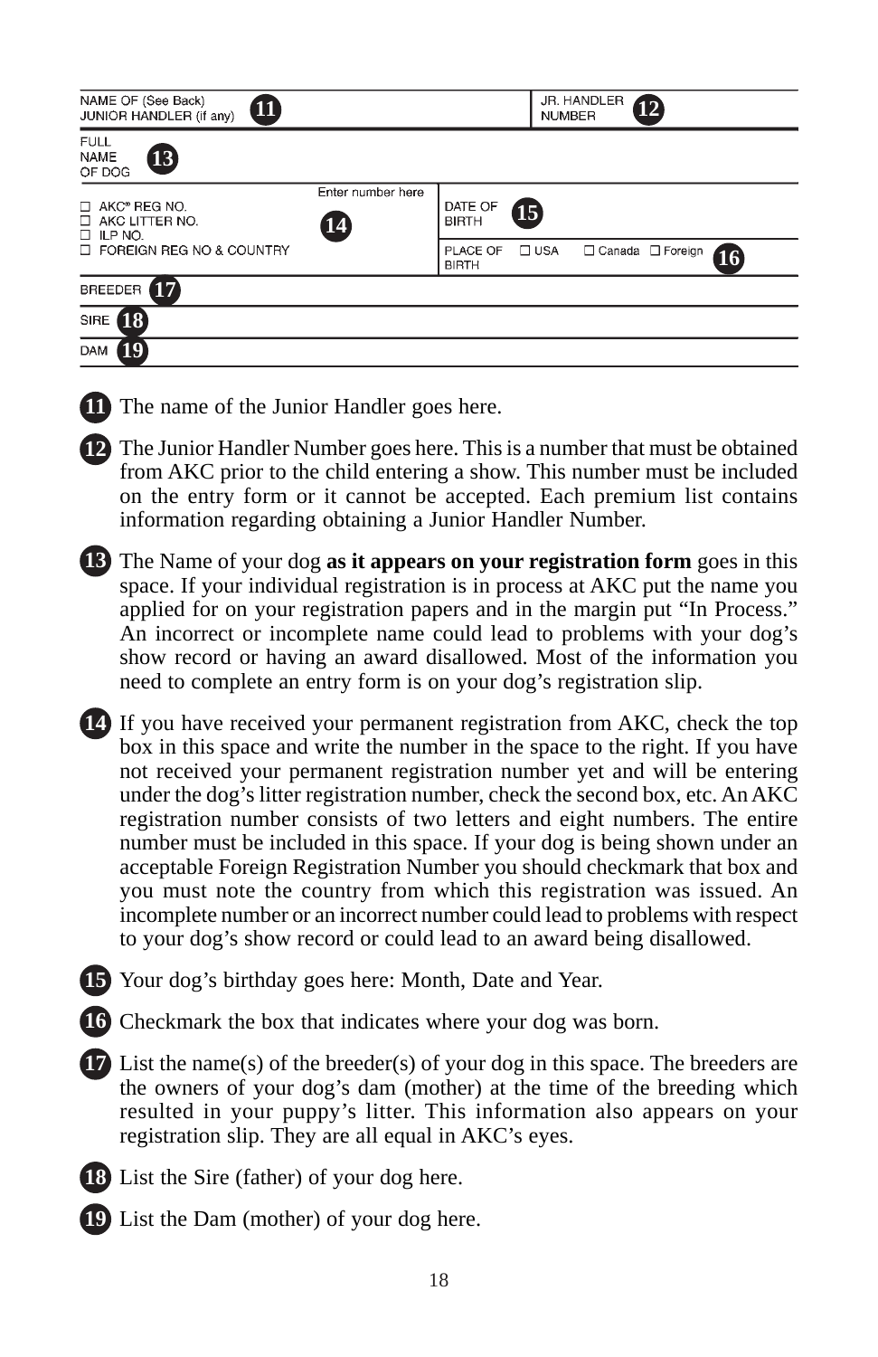| NAME OF (See Back) JUNIOR HANDLER (if any) **11** | | JR. HANDLER NUMBER **12** | |
|---|---|---|---|
| FULL NAME OF DOG **13** | | | |
| ☐ AKC® REG NO. ☐ AKC LITTER NO. ☐ ILP NO. ☐ FOREIGN REG NO & COUNTRY | Enter number here **14** | DATE OF BIRTH **15** | |
| | | PLACE OF BIRTH | ☐ USA ☐ Canada ☐ Foreign **16** |
| BREEDER **17** | | | |
| SIRE **18** | | | |
| DAM **19** | | | |

**11** The name of the Junior Handler goes here.

**12** The Junior Handler Number goes here. This is a number that must be obtained from AKC prior to the child entering a show. This number must be included on the entry form or it cannot be accepted. Each premium list contains information regarding obtaining a Junior Handler Number.

**13** The Name of your dog **as it appears on your registration form** goes in this space. If your individual registration is in process at AKC put the name you applied for on your registration papers and in the margin put "In Process." An incorrect or incomplete name could lead to problems with your dog's show record or having an award disallowed. Most of the information you need to complete an entry form is on your dog's registration slip.

**14** If you have received your permanent registration from AKC, check the top box in this space and write the number in the space to the right. If you have not received your permanent registration number yet and will be entering under the dog's litter registration number, check the second box, etc. An AKC registration number consists of two letters and eight numbers. The entire number must be included in this space. If your dog is being shown under an acceptable Foreign Registration Number you should checkmark that box and you must note the country from which this registration was issued. An incomplete number or an incorrect number could lead to problems with respect to your dog's show record or could lead to an award being disallowed.

**15** Your dog's birthday goes here: Month, Date and Year.

**16** Checkmark the box that indicates where your dog was born.

**17** List the name(s) of the breeder(s) of your dog in this space. The breeders are the owners of your dog's dam (mother) at the time of the breeding which resulted in your puppy's litter. This information also appears on your registration slip. They are all equal in AKC's eyes.

**18** List the Sire (father) of your dog here.

**19** List the Dam (mother) of your dog here.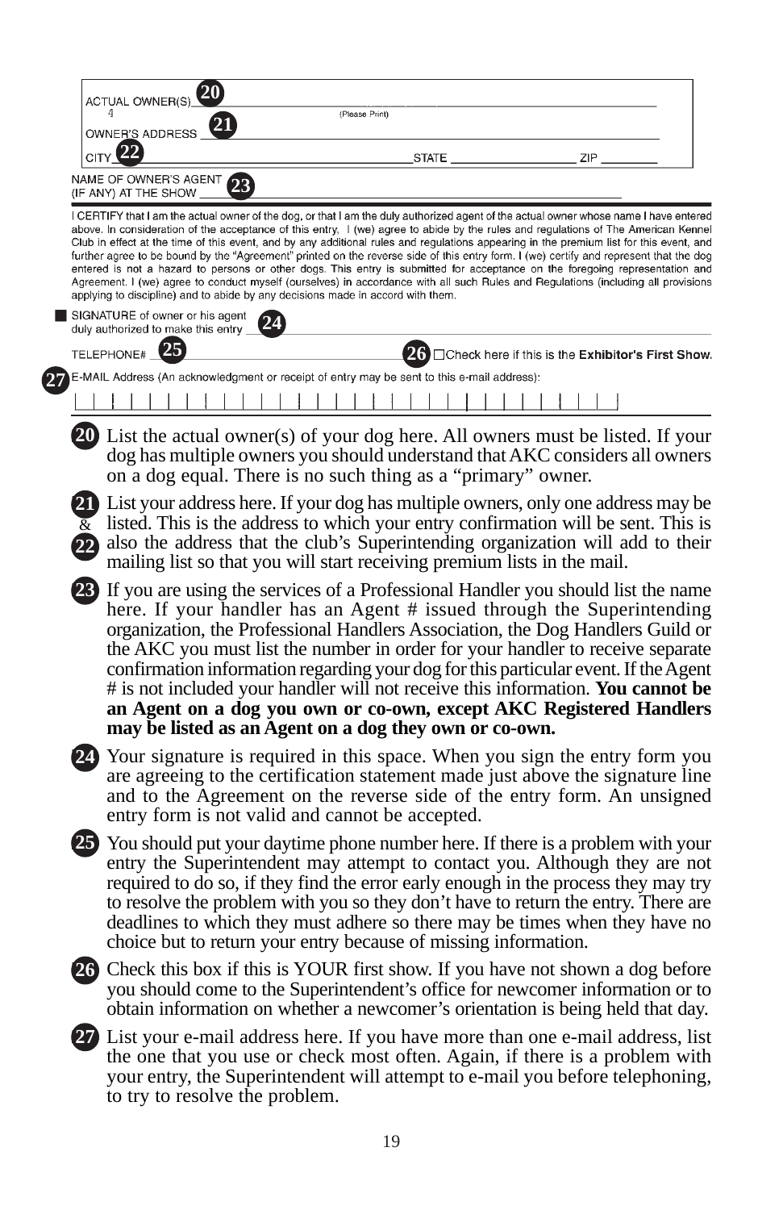ACTUAL OWNER(S) **20** (Please Print)

OWNER'S ADDRESS **21**

CITY **22** STATE ZIP

NAME OF OWNER'S AGENT (IF ANY) AT THE SHOW **23**

I CERTIFY that I am the actual owner of the dog, or that I am the duly authorized agent of the actual owner whose name I have entered above. In consideration of the acceptance of this entry, I (we) agree to abide by the rules and regulations of The American Kennel Club in effect at the time of this event, and by any additional rules and regulations appearing in the premium list for this event, and further agree to be bound by the "Agreement" printed on the reverse side of this entry form. I (we) certify and represent that the dog entered is not a hazard to persons or other dogs. This entry is submitted for acceptance on the foregoing representation and Agreement. I (we) agree to conduct myself (ourselves) in accordance with all such Rules and Regulations (including all provisions applying to discipline) and to abide by any decisions made in accord with them.

SIGNATURE of owner or his agent duly authorized to make this entry **24**

TELEPHONE# **25** **26** ☐Check here if this is the **Exhibitor's First Show.**

**27** E-MAIL Address (An acknowledgment or receipt of entry may be sent to this e-mail address):

**20** List the actual owner(s) of your dog here. All owners must be listed. If your dog has multiple owners you should understand that AKC considers all owners on a dog equal. There is no such thing as a "primary" owner.

**21 & 22** List your address here. If your dog has multiple owners, only one address may be listed. This is the address to which your entry confirmation will be sent. This is also the address that the club's Superintending organization will add to their mailing list so that you will start receiving premium lists in the mail.

**23** If you are using the services of a Professional Handler you should list the name here. If your handler has an Agent # issued through the Superintending organization, the Professional Handlers Association, the Dog Handlers Guild or the AKC you must list the number in order for your handler to receive separate confirmation information regarding your dog for this particular event. If the Agent # is not included your handler will not receive this information. **You cannot be an Agent on a dog you own or co-own, except AKC Registered Handlers may be listed as an Agent on a dog they own or co-own.**

**24** Your signature is required in this space. When you sign the entry form you are agreeing to the certification statement made just above the signature line and to the Agreement on the reverse side of the entry form. An unsigned entry form is not valid and cannot be accepted.

**25** You should put your daytime phone number here. If there is a problem with your entry the Superintendent may attempt to contact you. Although they are not required to do so, if they find the error early enough in the process they may try to resolve the problem with you so they don't have to return the entry. There are deadlines to which they must adhere so there may be times when they have no choice but to return your entry because of missing information.

**26** Check this box if this is YOUR first show. If you have not shown a dog before you should come to the Superintendent's office for newcomer information or to obtain information on whether a newcomer's orientation is being held that day.

**27** List your e-mail address here. If you have more than one e-mail address, list the one that you use or check most often. Again, if there is a problem with your entry, the Superintendent will attempt to e-mail you before telephoning, to try to resolve the problem.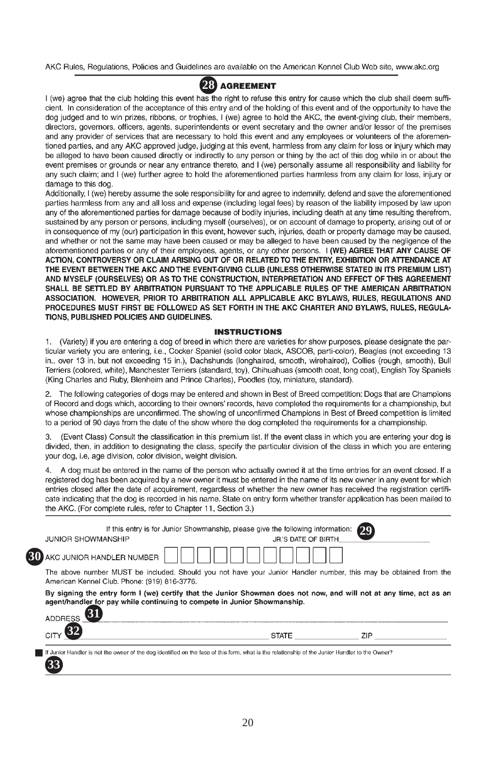AKC Rules, Regulations, Policies and Guidelines are available on the American Kennel Club Web site, www.akc.org

## 28 AGREEMENT

I (we) agree that the club holding this event has the right to refuse this entry for cause which the club shall deem sufficient. In consideration of the acceptance of this entry and of the holding of this event and of the opportunity to have the dog judged and to win prizes, ribbons, or trophies, I (we) agree to hold the AKC, the event-giving club, their members, directors, governors, officers, agents, superintendents or event secretary and the owner and/or lessor of the premises and any provider of services that are necessary to hold this event and any employees or volunteers of the aforementioned parties, and any AKC approved judge, judging at this event, harmless from any claim for loss or injury which may be alleged to have been caused directly or indirectly to any person or thing by the act of this dog while in or about the event premises or grounds or near any entrance thereto, and I (we) personally assume all responsibility and liability for any such claim; and I (we) further agree to hold the aforementioned parties harmless from any claim for loss, injury or damage to this dog.

Additionally, I (we) hereby assume the sole responsibility for and agree to indemnify, defend and save the aforementioned parties harmless from any and all loss and expense (including legal fees) by reason of the liability imposed by law upon any of the aforementioned parties for damage because of bodily injuries, including death at any time resulting therefrom, sustained by any person or persons, including myself (ourselves), or on account of damage to property, arising out of or in consequence of my (our) participation in this event, however such, injuries, death or property damage may be caused, and whether or not the same may have been caused or may be alleged to have been caused by the negligence of the aforementioned parties or any of their employees, agents, or any other persons. **I (WE) AGREE THAT ANY CAUSE OF ACTION, CONTROVERSY OR CLAIM ARISING OUT OF OR RELATED TO THE ENTRY, EXHIBITION OR ATTENDANCE AT THE EVENT BETWEEN THE AKC AND THE EVENT-GIVING CLUB (UNLESS OTHERWISE STATED IN ITS PREMIUM LIST) AND MYSELF (OURSELVES) OR AS TO THE CONSTRUCTION, INTERPRETATION AND EFFECT OF THIS AGREEMENT SHALL BE SETTLED BY ARBITRATION PURSUANT TO THE APPLICABLE RULES OF THE AMERICAN ARBITRATION ASSOCIATION. HOWEVER, PRIOR TO ARBITRATION ALL APPLICABLE AKC BYLAWS, RULES, REGULATIONS AND PROCEDURES MUST FIRST BE FOLLOWED AS SET FORTH IN THE AKC CHARTER AND BYLAWS, RULES, REGULATIONS, PUBLISHED POLICIES AND GUIDELINES.**

### INSTRUCTIONS

1. (Variety) if you are entering a dog of breed in which there are varieties for show purposes, please designate the particular variety you are entering, i.e., Cocker Spaniel (solid color black, ASCOB, parti-color), Beagles (not exceeding 13 in., over 13 in. but not exceeding 15 in.), Dachshunds (longhaired, smooth, wirehaired), Collies (rough, smooth), Bull Terriers (colored, white), Manchester Terriers (standard, toy), Chihuahuas (smooth coat, long coat), English Toy Spaniels (King Charles and Ruby, Blenheim and Prince Charles), Poodles (toy, miniature, standard).

2. The following categories of dogs may be entered and shown in Best of Breed competition: Dogs that are Champions of Record and dogs which, according to their owners' records, have completed the requirements for a championship, but whose championships are unconfirmed. The showing of unconfirmed Champions in Best of Breed competition is limited to a period of 90 days from the date of the show where the dog completed the requirements for a championship.

3. (Event Class) Consult the classification in this premium list. If the event class in which you are entering your dog is divided, then, in addition to designating the class, specify the particular division of the class in which you are entering your dog, i.e, age division, color division, weight division.

4. A dog must be entered in the name of the person who actually owned it at the time entries for an event closed. If a registered dog has been acquired by a new owner it must be entered in the name of its new owner in any event for which entries closed after the date of acquirement, regardless of whether the new owner has received the registration certificate indicating that the dog is recorded in his name. State on entry form whether transfer application has been mailed to the AKC. (For complete rules, refer to Chapter 11, Section 3.)

If this entry is for Junior Showmanship, please give the following information: 29

JUNIOR SHOWMANSHIP JR.'S DATE OF BIRTH ____________

30 AKC JUNIOR HANDLER NUMBER ☐☐☐☐☐☐☐☐☐☐☐☐

The above number MUST be included. Should you not have your Junior Handler number, this may be obtained from the American Kennel Club. Phone: (919) 816-3776.

**By signing the entry form I (we) certify that the Junior Showman does not now, and will not at any time, act as an agent/handler for pay while continuing to compete in Junior Showmanship.**

ADDRESS 31 ____________

CITY 32 ____________ STATE ____________ ZIP ____________

If Junior Handler is not the owner of the dog identified on the face of this form, what is the relationship of the Junior Handler to the Owner?

33 ____________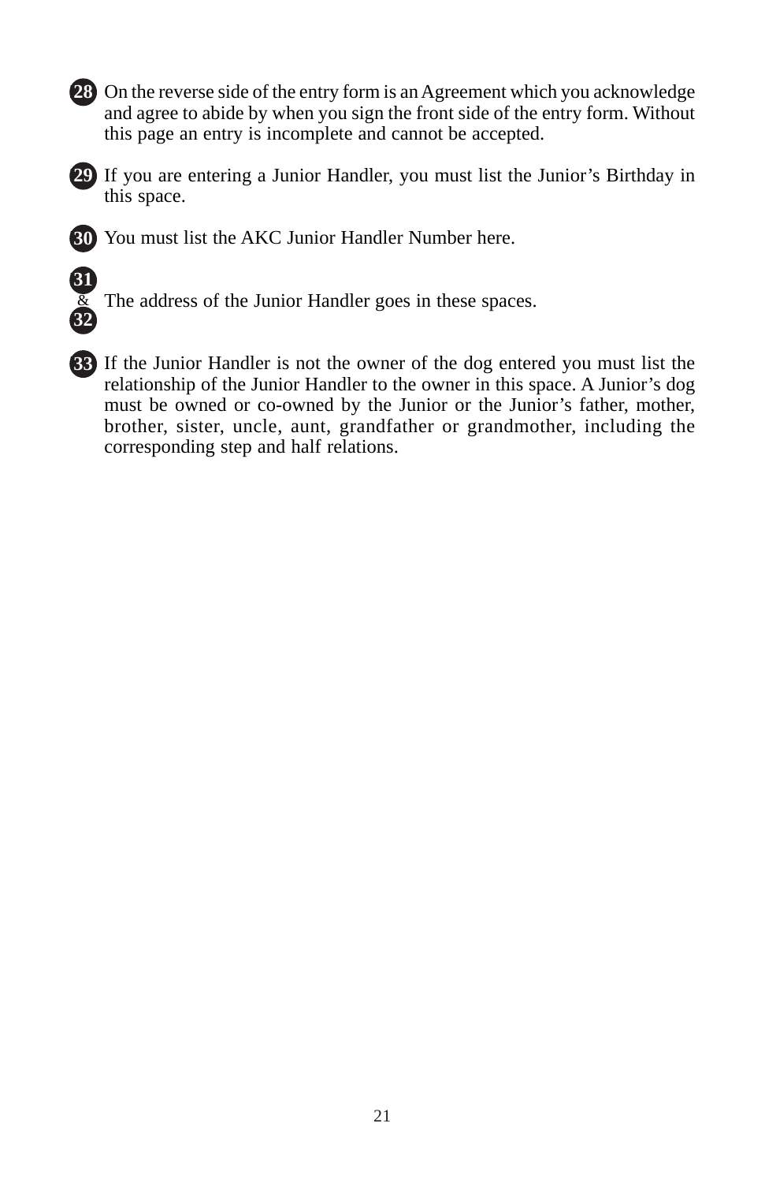**28** On the reverse side of the entry form is an Agreement which you acknowledge and agree to abide by when you sign the front side of the entry form. Without this page an entry is incomplete and cannot be accepted.

**29** If you are entering a Junior Handler, you must list the Junior's Birthday in this space.

**30** You must list the AKC Junior Handler Number here.

**31** & **32** The address of the Junior Handler goes in these spaces.

**33** If the Junior Handler is not the owner of the dog entered you must list the relationship of the Junior Handler to the owner in this space. A Junior's dog must be owned or co-owned by the Junior or the Junior's father, mother, brother, sister, uncle, aunt, grandfather or grandmother, including the corresponding step and half relations.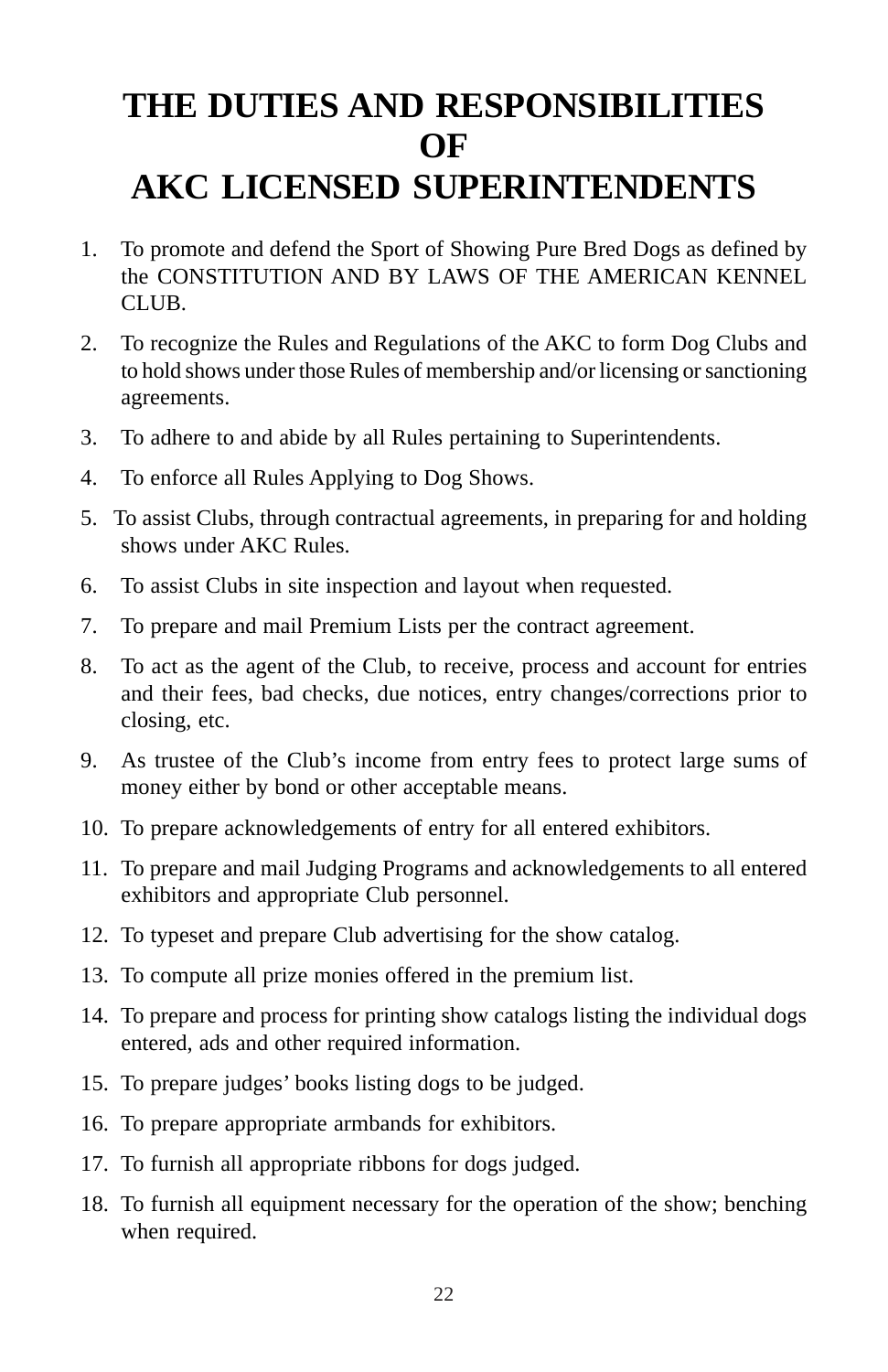# THE DUTIES AND RESPONSIBILITIES OF AKC LICENSED SUPERINTENDENTS

1. To promote and defend the Sport of Showing Pure Bred Dogs as defined by the CONSTITUTION AND BY LAWS OF THE AMERICAN KENNEL CLUB.
2. To recognize the Rules and Regulations of the AKC to form Dog Clubs and to hold shows under those Rules of membership and/or licensing or sanctioning agreements.
3. To adhere to and abide by all Rules pertaining to Superintendents.
4. To enforce all Rules Applying to Dog Shows.
5. To assist Clubs, through contractual agreements, in preparing for and holding shows under AKC Rules.
6. To assist Clubs in site inspection and layout when requested.
7. To prepare and mail Premium Lists per the contract agreement.
8. To act as the agent of the Club, to receive, process and account for entries and their fees, bad checks, due notices, entry changes/corrections prior to closing, etc.
9. As trustee of the Club's income from entry fees to protect large sums of money either by bond or other acceptable means.
10. To prepare acknowledgements of entry for all entered exhibitors.
11. To prepare and mail Judging Programs and acknowledgements to all entered exhibitors and appropriate Club personnel.
12. To typeset and prepare Club advertising for the show catalog.
13. To compute all prize monies offered in the premium list.
14. To prepare and process for printing show catalogs listing the individual dogs entered, ads and other required information.
15. To prepare judges' books listing dogs to be judged.
16. To prepare appropriate armbands for exhibitors.
17. To furnish all appropriate ribbons for dogs judged.
18. To furnish all equipment necessary for the operation of the show; benching when required.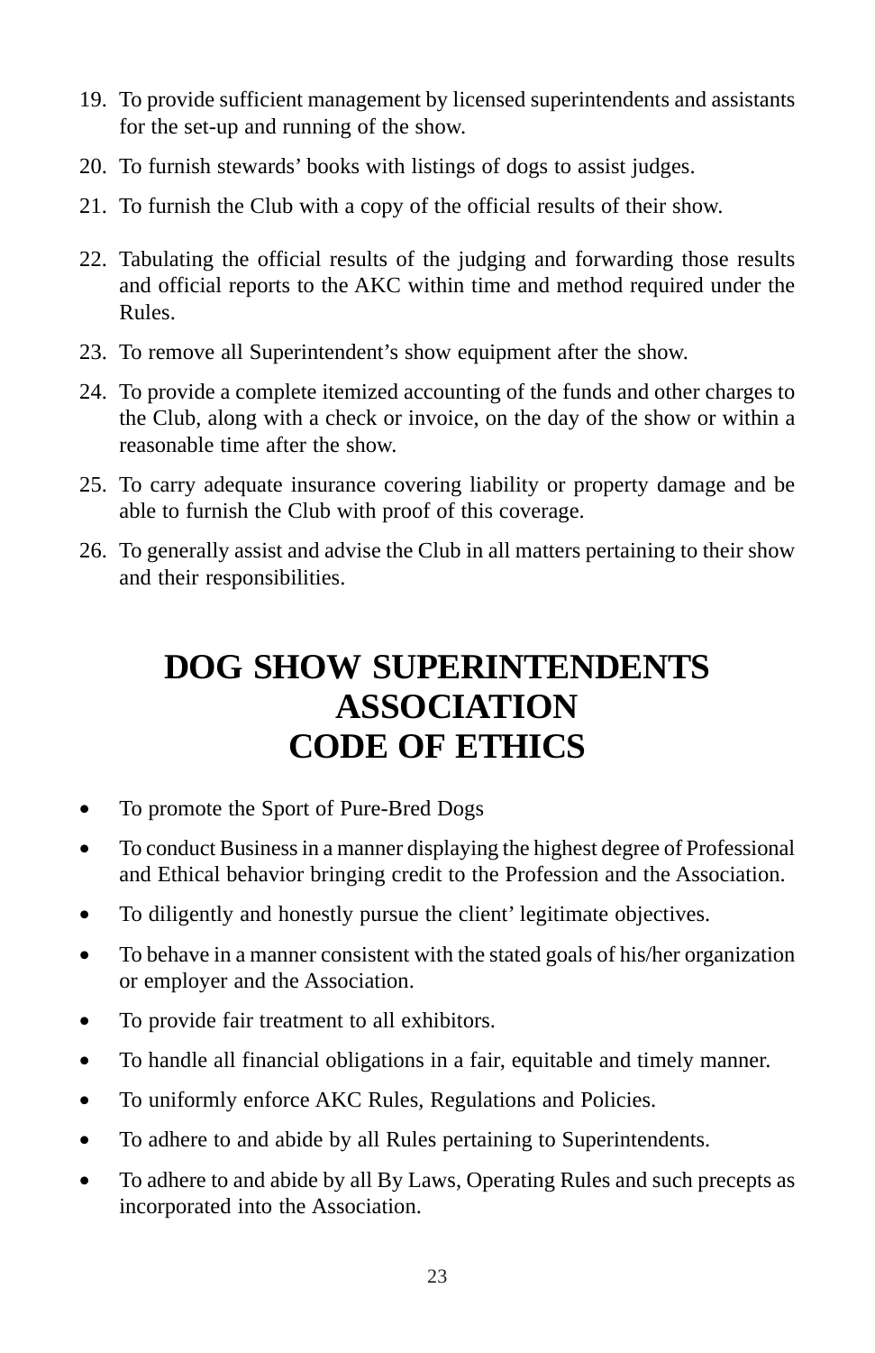19. To provide sufficient management by licensed superintendents and assistants for the set-up and running of the show.
20. To furnish stewards' books with listings of dogs to assist judges.
21. To furnish the Club with a copy of the official results of their show.
22. Tabulating the official results of the judging and forwarding those results and official reports to the AKC within time and method required under the Rules.
23. To remove all Superintendent's show equipment after the show.
24. To provide a complete itemized accounting of the funds and other charges to the Club, along with a check or invoice, on the day of the show or within a reasonable time after the show.
25. To carry adequate insurance covering liability or property damage and be able to furnish the Club with proof of this coverage.
26. To generally assist and advise the Club in all matters pertaining to their show and their responsibilities.

# DOG SHOW SUPERINTENDENTS ASSOCIATION CODE OF ETHICS

- To promote the Sport of Pure-Bred Dogs
- To conduct Business in a manner displaying the highest degree of Professional and Ethical behavior bringing credit to the Profession and the Association.
- To diligently and honestly pursue the client' legitimate objectives.
- To behave in a manner consistent with the stated goals of his/her organization or employer and the Association.
- To provide fair treatment to all exhibitors.
- To handle all financial obligations in a fair, equitable and timely manner.
- To uniformly enforce AKC Rules, Regulations and Policies.
- To adhere to and abide by all Rules pertaining to Superintendents.
- To adhere to and abide by all By Laws, Operating Rules and such precepts as incorporated into the Association.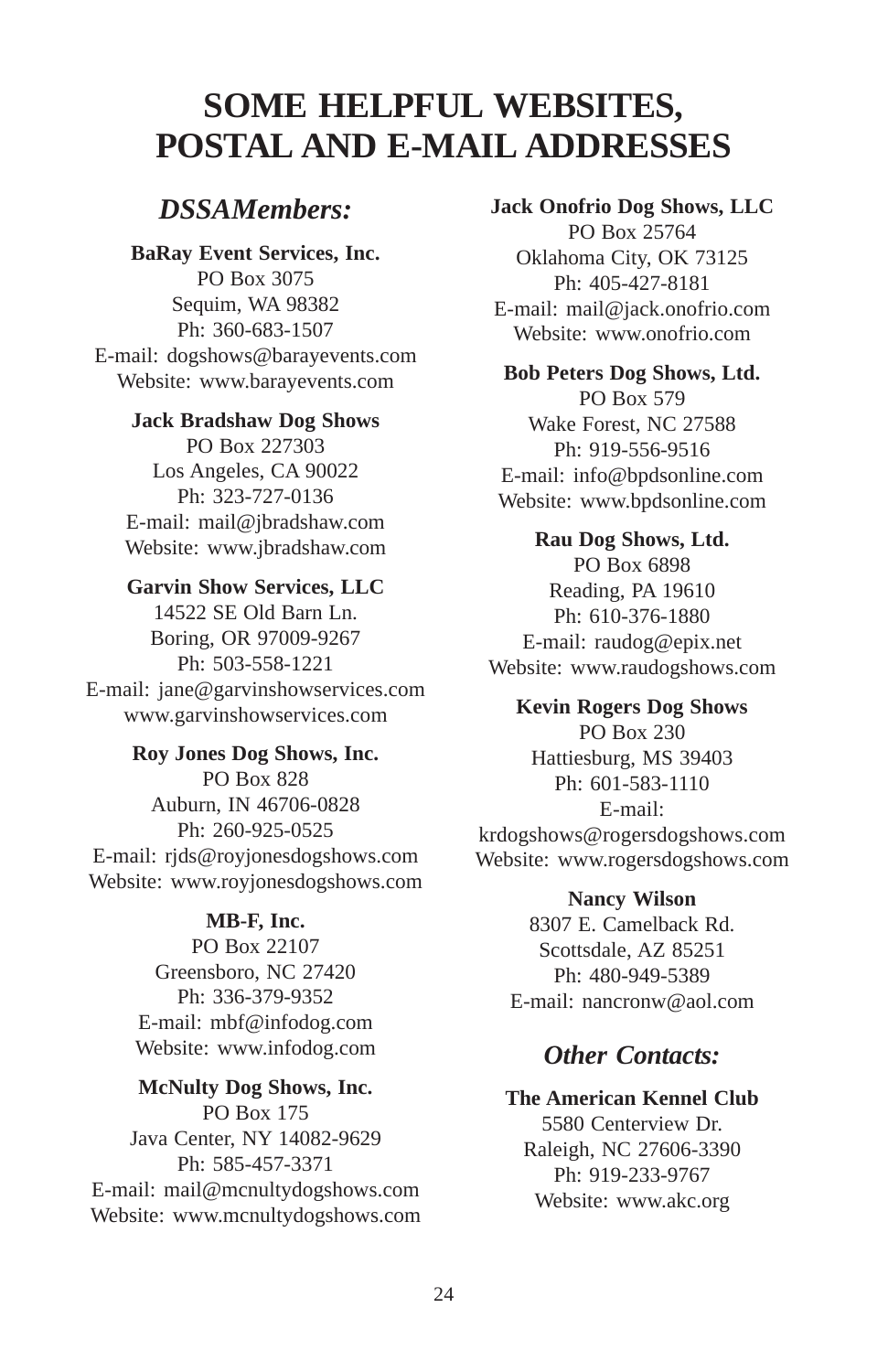# SOME HELPFUL WEBSITES, POSTAL AND E-MAIL ADDRESSES

## *DSSAMembers:*

**BaRay Event Services, Inc.**
PO Box 3075
Sequim, WA 98382
Ph: 360-683-1507
E-mail: dogshows@barayevents.com
Website: www.barayevents.com

**Jack Bradshaw Dog Shows**
PO Box 227303
Los Angeles, CA 90022
Ph: 323-727-0136
E-mail: mail@jbradshaw.com
Website: www.jbradshaw.com

**Garvin Show Services, LLC**
14522 SE Old Barn Ln.
Boring, OR 97009-9267
Ph: 503-558-1221
E-mail: jane@garvinshowservices.com
www.garvinshowservices.com

**Roy Jones Dog Shows, Inc.**
PO Box 828
Auburn, IN 46706-0828
Ph: 260-925-0525
E-mail: rjds@royjonesdogshows.com
Website: www.royjonesdogshows.com

**MB-F, Inc.**
PO Box 22107
Greensboro, NC 27420
Ph: 336-379-9352
E-mail: mbf@infodog.com
Website: www.infodog.com

**McNulty Dog Shows, Inc.**
PO Box 175
Java Center, NY 14082-9629
Ph: 585-457-3371
E-mail: mail@mcnultydogshows.com
Website: www.mcnultydogshows.com

**Jack Onofrio Dog Shows, LLC**
PO Box 25764
Oklahoma City, OK 73125
Ph: 405-427-8181
E-mail: mail@jack.onofrio.com
Website: www.onofrio.com

**Bob Peters Dog Shows, Ltd.**
PO Box 579
Wake Forest, NC 27588
Ph: 919-556-9516
E-mail: info@bpdsonline.com
Website: www.bpdsonline.com

**Rau Dog Shows, Ltd.**
PO Box 6898
Reading, PA 19610
Ph: 610-376-1880
E-mail: raudog@epix.net
Website: www.raudogshows.com

**Kevin Rogers Dog Shows**
PO Box 230
Hattiesburg, MS 39403
Ph: 601-583-1110
E-mail:
krdogshows@rogersdogshows.com
Website: www.rogersdogshows.com

**Nancy Wilson**
8307 E. Camelback Rd.
Scottsdale, AZ 85251
Ph: 480-949-5389
E-mail: nancronw@aol.com

## *Other Contacts:*

**The American Kennel Club**
5580 Centerview Dr.
Raleigh, NC 27606-3390
Ph: 919-233-9767
Website: www.akc.org